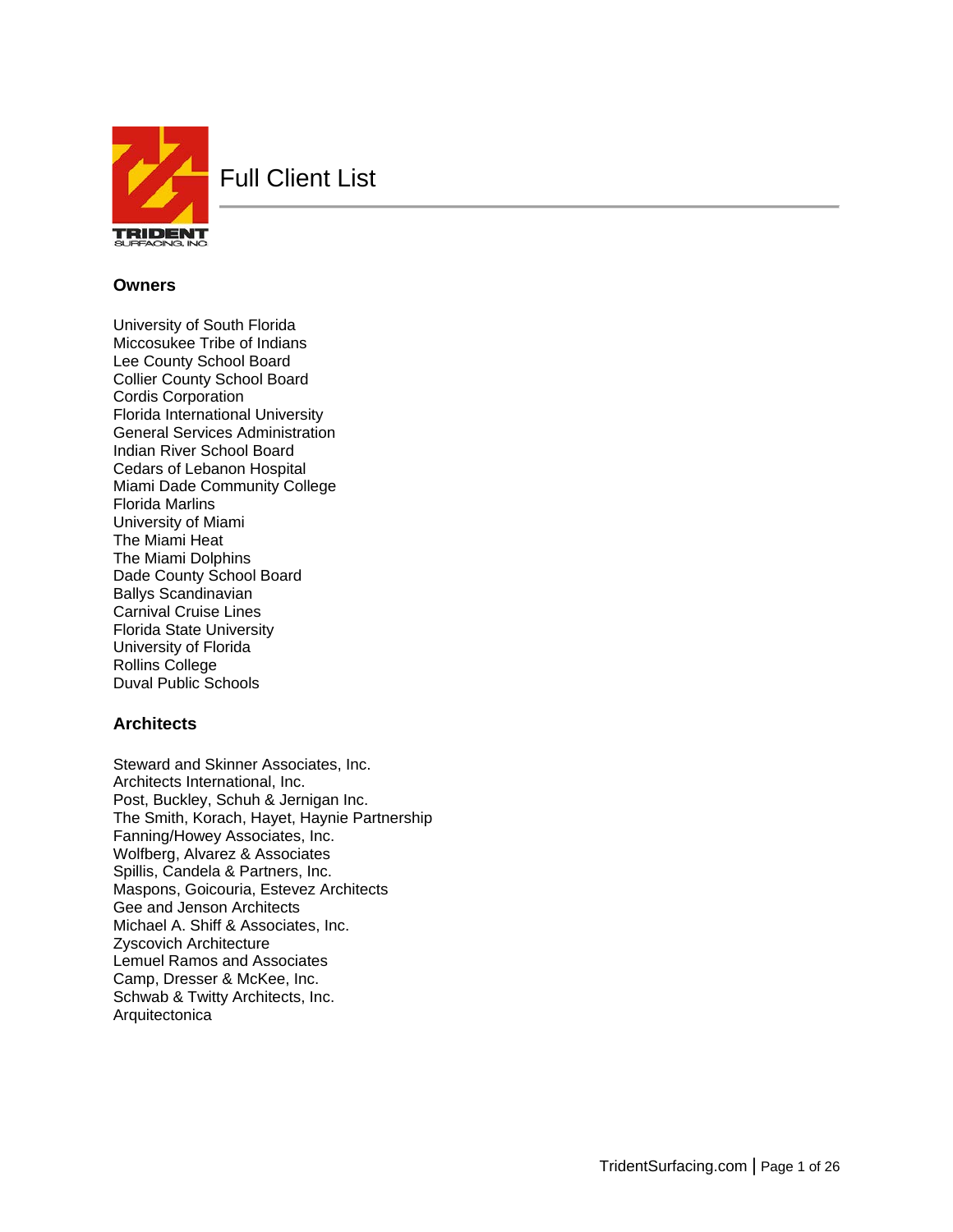# Full Client List

## Owners

University of South Florida
Miccosukee Tribe of Indians
Lee County School Board
Collier County School Board
Cordis Corporation
Florida International University
General Services Administration
Indian River School Board
Cedars of Lebanon Hospital
Miami Dade Community College
Florida Marlins
University of Miami
The Miami Heat
The Miami Dolphins
Dade County School Board
Ballys Scandinavian
Carnival Cruise Lines
Florida State University
University of Florida
Rollins College
Duval Public Schools

## Architects

Steward and Skinner Associates, Inc.
Architects International, Inc.
Post, Buckley, Schuh & Jernigan Inc.
The Smith, Korach, Hayet, Haynie Partnership
Fanning/Howey Associates, Inc.
Wolfberg, Alvarez & Associates
Spillis, Candela & Partners, Inc.
Maspons, Goicouria, Estevez Architects
Gee and Jenson Architects
Michael A. Shiff & Associates, Inc.
Zyscovich Architecture
Lemuel Ramos and Associates
Camp, Dresser & McKee, Inc.
Schwab & Twitty Architects, Inc.
Arquitectonica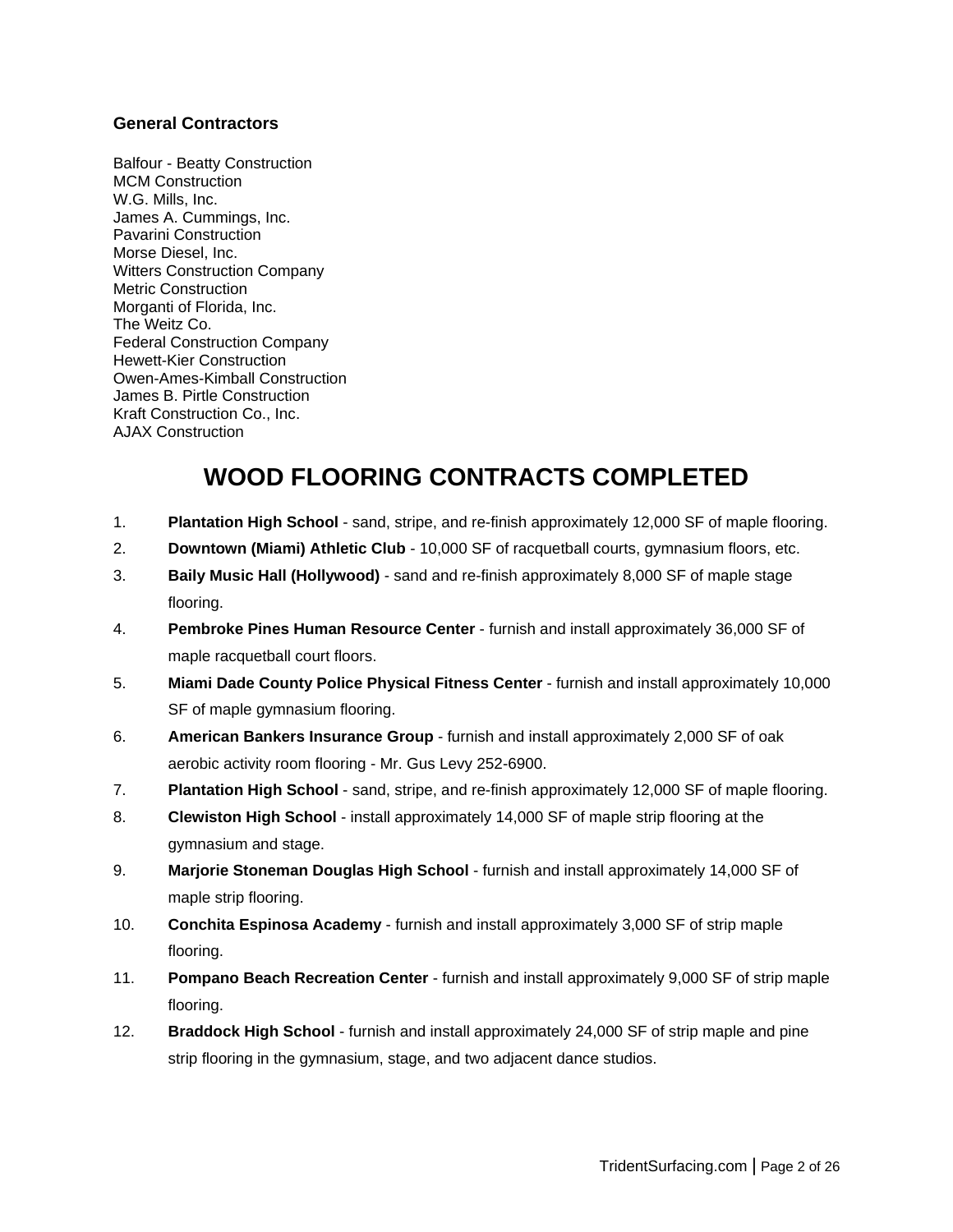### General Contractors

Balfour - Beatty Construction
MCM Construction
W.G. Mills, Inc.
James A. Cummings, Inc.
Pavarini Construction
Morse Diesel, Inc.
Witters Construction Company
Metric Construction
Morganti of Florida, Inc.
The Weitz Co.
Federal Construction Company
Hewett-Kier Construction
Owen-Ames-Kimball Construction
James B. Pirtle Construction
Kraft Construction Co., Inc.
AJAX Construction

# WOOD FLOORING CONTRACTS COMPLETED

1. **Plantation High School** - sand, stripe, and re-finish approximately 12,000 SF of maple flooring.
2. **Downtown (Miami) Athletic Club** - 10,000 SF of racquetball courts, gymnasium floors, etc.
3. **Baily Music Hall (Hollywood)** - sand and re-finish approximately 8,000 SF of maple stage flooring.
4. **Pembroke Pines Human Resource Center** - furnish and install approximately 36,000 SF of maple racquetball court floors.
5. **Miami Dade County Police Physical Fitness Center** - furnish and install approximately 10,000 SF of maple gymnasium flooring.
6. **American Bankers Insurance Group** - furnish and install approximately 2,000 SF of oak aerobic activity room flooring - Mr. Gus Levy 252-6900.
7. **Plantation High School** - sand, stripe, and re-finish approximately 12,000 SF of maple flooring.
8. **Clewiston High School** - install approximately 14,000 SF of maple strip flooring at the gymnasium and stage.
9. **Marjorie Stoneman Douglas High School** - furnish and install approximately 14,000 SF of maple strip flooring.
10. **Conchita Espinosa Academy** - furnish and install approximately 3,000 SF of strip maple flooring.
11. **Pompano Beach Recreation Center** - furnish and install approximately 9,000 SF of strip maple flooring.
12. **Braddock High School** - furnish and install approximately 24,000 SF of strip maple and pine strip flooring in the gymnasium, stage, and two adjacent dance studios.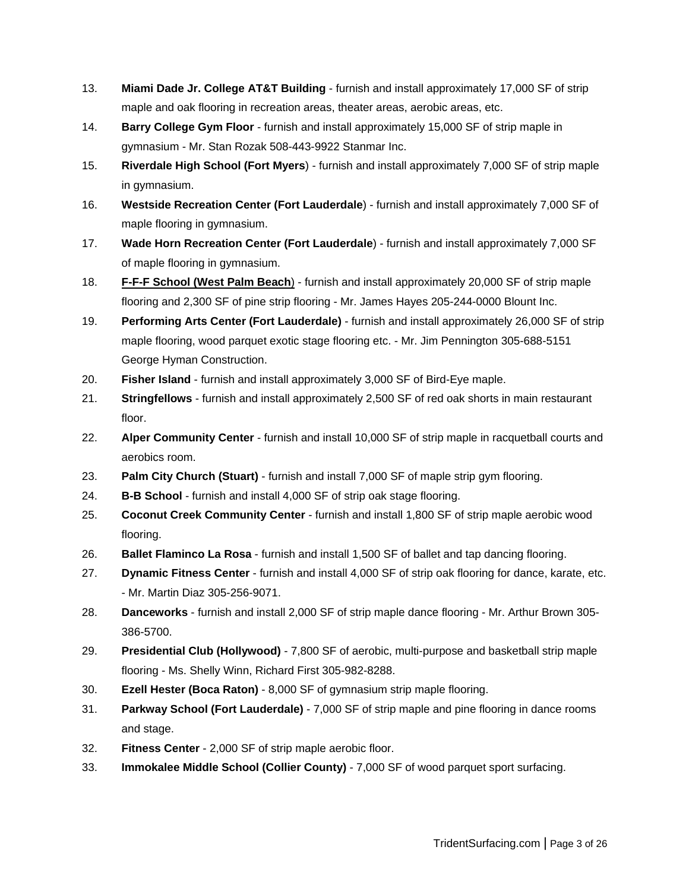13. **Miami Dade Jr. College AT&T Building** - furnish and install approximately 17,000 SF of strip maple and oak flooring in recreation areas, theater areas, aerobic areas, etc.
14. **Barry College Gym Floor** - furnish and install approximately 15,000 SF of strip maple in gymnasium - Mr. Stan Rozak 508-443-9922 Stanmar Inc.
15. **Riverdale High School (Fort Myers**) - furnish and install approximately 7,000 SF of strip maple in gymnasium.
16. **Westside Recreation Center (Fort Lauderdale**) - furnish and install approximately 7,000 SF of maple flooring in gymnasium.
17. **Wade Horn Recreation Center (Fort Lauderdale**) - furnish and install approximately 7,000 SF of maple flooring in gymnasium.
18. **F-F-F School (West Palm Beach**) - furnish and install approximately 20,000 SF of strip maple flooring and 2,300 SF of pine strip flooring - Mr. James Hayes 205-244-0000 Blount Inc.
19. **Performing Arts Center (Fort Lauderdale)** - furnish and install approximately 26,000 SF of strip maple flooring, wood parquet exotic stage flooring etc. - Mr. Jim Pennington 305-688-5151 George Hyman Construction.
20. **Fisher Island** - furnish and install approximately 3,000 SF of Bird-Eye maple.
21. **Stringfellows** - furnish and install approximately 2,500 SF of red oak shorts in main restaurant floor.
22. **Alper Community Center** - furnish and install 10,000 SF of strip maple in racquetball courts and aerobics room.
23. **Palm City Church (Stuart)** - furnish and install 7,000 SF of maple strip gym flooring.
24. **B-B School** - furnish and install 4,000 SF of strip oak stage flooring.
25. **Coconut Creek Community Center** - furnish and install 1,800 SF of strip maple aerobic wood flooring.
26. **Ballet Flaminco La Rosa** - furnish and install 1,500 SF of ballet and tap dancing flooring.
27. **Dynamic Fitness Center** - furnish and install 4,000 SF of strip oak flooring for dance, karate, etc. - Mr. Martin Diaz 305-256-9071.
28. **Danceworks** - furnish and install 2,000 SF of strip maple dance flooring - Mr. Arthur Brown 305-386-5700.
29. **Presidential Club (Hollywood)** - 7,800 SF of aerobic, multi-purpose and basketball strip maple flooring - Ms. Shelly Winn, Richard First 305-982-8288.
30. **Ezell Hester (Boca Raton)** - 8,000 SF of gymnasium strip maple flooring.
31. **Parkway School (Fort Lauderdale)** - 7,000 SF of strip maple and pine flooring in dance rooms and stage.
32. **Fitness Center** - 2,000 SF of strip maple aerobic floor.
33. **Immokalee Middle School (Collier County)** - 7,000 SF of wood parquet sport surfacing.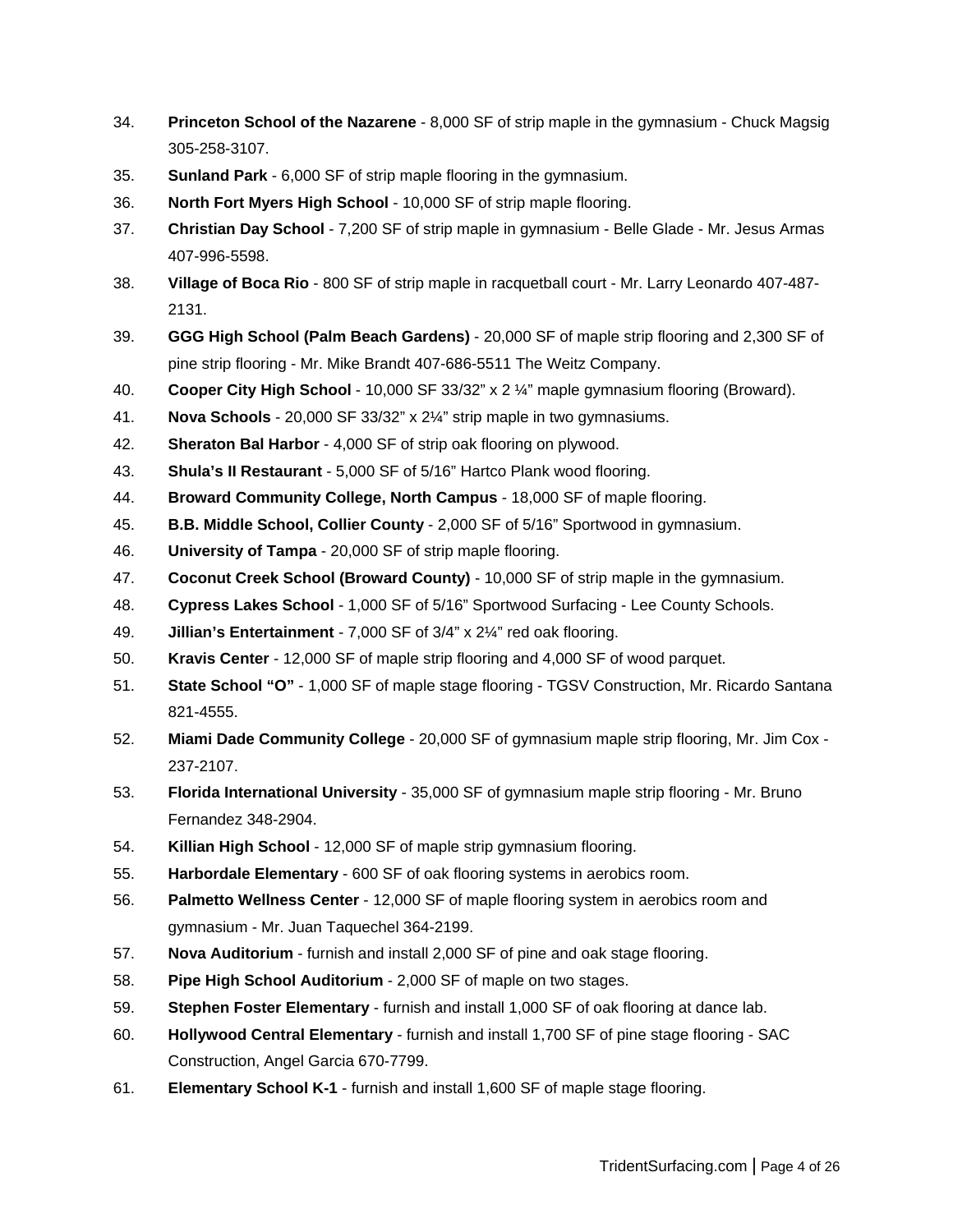34. **Princeton School of the Nazarene** - 8,000 SF of strip maple in the gymnasium - Chuck Magsig 305-258-3107.
35. **Sunland Park** - 6,000 SF of strip maple flooring in the gymnasium.
36. **North Fort Myers High School** - 10,000 SF of strip maple flooring.
37. **Christian Day School** - 7,200 SF of strip maple in gymnasium - Belle Glade - Mr. Jesus Armas 407-996-5598.
38. **Village of Boca Rio** - 800 SF of strip maple in racquetball court - Mr. Larry Leonardo 407-487-2131.
39. **GGG High School (Palm Beach Gardens)** - 20,000 SF of maple strip flooring and 2,300 SF of pine strip flooring - Mr. Mike Brandt 407-686-5511 The Weitz Company.
40. **Cooper City High School** - 10,000 SF 33/32" x 2 ¼" maple gymnasium flooring (Broward).
41. **Nova Schools** - 20,000 SF 33/32" x 2¼" strip maple in two gymnasiums.
42. **Sheraton Bal Harbor** - 4,000 SF of strip oak flooring on plywood.
43. **Shula's II Restaurant** - 5,000 SF of 5/16" Hartco Plank wood flooring.
44. **Broward Community College, North Campus** - 18,000 SF of maple flooring.
45. **B.B. Middle School, Collier County** - 2,000 SF of 5/16" Sportwood in gymnasium.
46. **University of Tampa** - 20,000 SF of strip maple flooring.
47. **Coconut Creek School (Broward County)** - 10,000 SF of strip maple in the gymnasium.
48. **Cypress Lakes School** - 1,000 SF of 5/16" Sportwood Surfacing - Lee County Schools.
49. **Jillian's Entertainment** - 7,000 SF of 3/4" x 2¼" red oak flooring.
50. **Kravis Center** - 12,000 SF of maple strip flooring and 4,000 SF of wood parquet.
51. **State School "O"** - 1,000 SF of maple stage flooring - TGSV Construction, Mr. Ricardo Santana 821-4555.
52. **Miami Dade Community College** - 20,000 SF of gymnasium maple strip flooring, Mr. Jim Cox - 237-2107.
53. **Florida International University** - 35,000 SF of gymnasium maple strip flooring - Mr. Bruno Fernandez 348-2904.
54. **Killian High School** - 12,000 SF of maple strip gymnasium flooring.
55. **Harbordale Elementary** - 600 SF of oak flooring systems in aerobics room.
56. **Palmetto Wellness Center** - 12,000 SF of maple flooring system in aerobics room and gymnasium - Mr. Juan Taquechel 364-2199.
57. **Nova Auditorium** - furnish and install 2,000 SF of pine and oak stage flooring.
58. **Pipe High School Auditorium** - 2,000 SF of maple on two stages.
59. **Stephen Foster Elementary** - furnish and install 1,000 SF of oak flooring at dance lab.
60. **Hollywood Central Elementary** - furnish and install 1,700 SF of pine stage flooring - SAC Construction, Angel Garcia 670-7799.
61. **Elementary School K-1** - furnish and install 1,600 SF of maple stage flooring.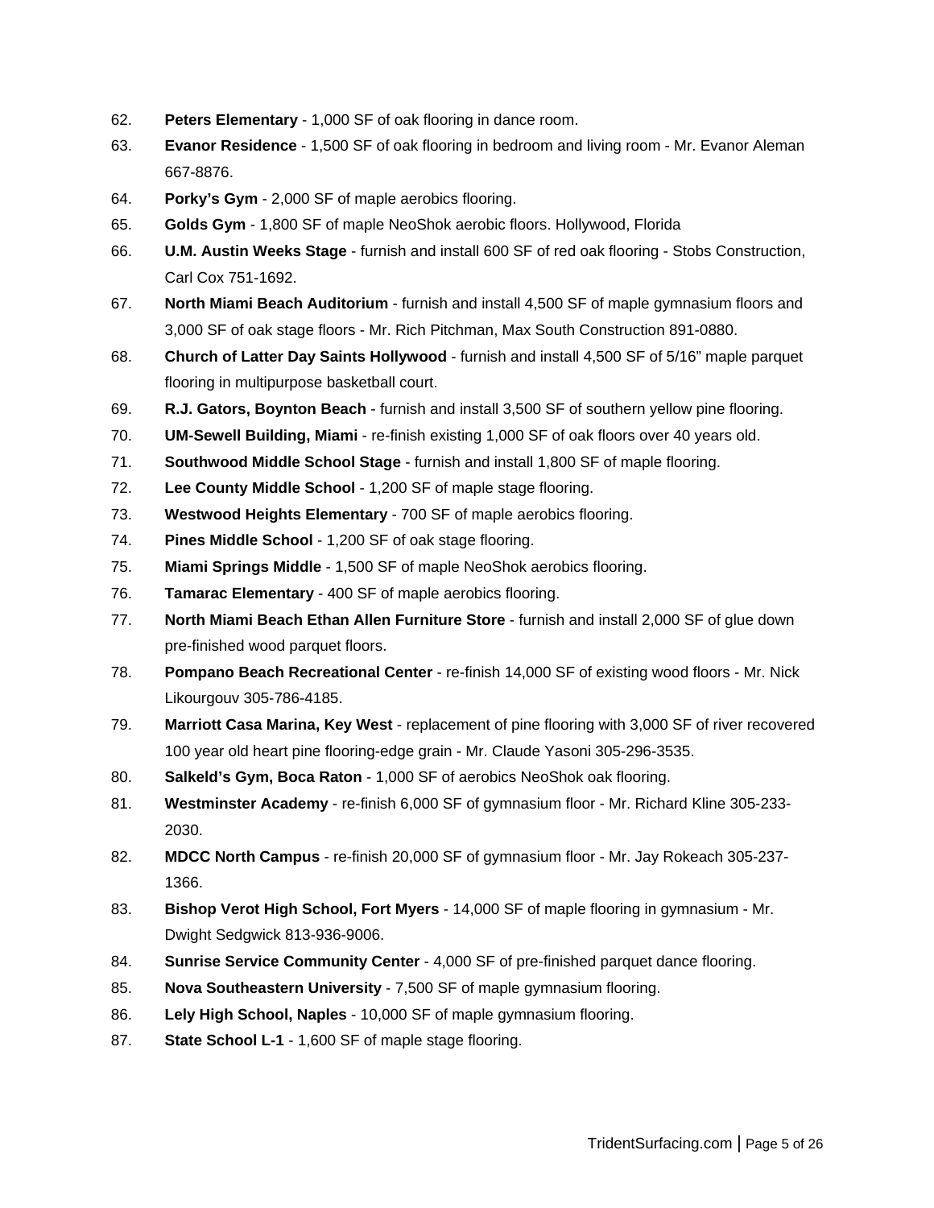62. **Peters Elementary** - 1,000 SF of oak flooring in dance room.
63. **Evanor Residence** - 1,500 SF of oak flooring in bedroom and living room - Mr. Evanor Aleman 667-8876.
64. **Porky's Gym** - 2,000 SF of maple aerobics flooring.
65. **Golds Gym** - 1,800 SF of maple NeoShok aerobic floors. Hollywood, Florida
66. **U.M. Austin Weeks Stage** - furnish and install 600 SF of red oak flooring - Stobs Construction, Carl Cox 751-1692.
67. **North Miami Beach Auditorium** - furnish and install 4,500 SF of maple gymnasium floors and 3,000 SF of oak stage floors - Mr. Rich Pitchman, Max South Construction 891-0880.
68. **Church of Latter Day Saints Hollywood** - furnish and install 4,500 SF of 5/16" maple parquet flooring in multipurpose basketball court.
69. **R.J. Gators, Boynton Beach** - furnish and install 3,500 SF of southern yellow pine flooring.
70. **UM-Sewell Building, Miami** - re-finish existing 1,000 SF of oak floors over 40 years old.
71. **Southwood Middle School Stage** - furnish and install 1,800 SF of maple flooring.
72. **Lee County Middle School** - 1,200 SF of maple stage flooring.
73. **Westwood Heights Elementary** - 700 SF of maple aerobics flooring.
74. **Pines Middle School** - 1,200 SF of oak stage flooring.
75. **Miami Springs Middle** - 1,500 SF of maple NeoShok aerobics flooring.
76. **Tamarac Elementary** - 400 SF of maple aerobics flooring.
77. **North Miami Beach Ethan Allen Furniture Store** - furnish and install 2,000 SF of glue down pre-finished wood parquet floors.
78. **Pompano Beach Recreational Center** - re-finish 14,000 SF of existing wood floors - Mr. Nick Likourgouv 305-786-4185.
79. **Marriott Casa Marina, Key West** - replacement of pine flooring with 3,000 SF of river recovered 100 year old heart pine flooring-edge grain - Mr. Claude Yasoni 305-296-3535.
80. **Salkeld's Gym, Boca Raton** - 1,000 SF of aerobics NeoShok oak flooring.
81. **Westminster Academy** - re-finish 6,000 SF of gymnasium floor - Mr. Richard Kline 305-233-2030.
82. **MDCC North Campus** - re-finish 20,000 SF of gymnasium floor - Mr. Jay Rokeach 305-237-1366.
83. **Bishop Verot High School, Fort Myers** - 14,000 SF of maple flooring in gymnasium - Mr. Dwight Sedgwick 813-936-9006.
84. **Sunrise Service Community Center** - 4,000 SF of pre-finished parquet dance flooring.
85. **Nova Southeastern University** - 7,500 SF of maple gymnasium flooring.
86. **Lely High School, Naples** - 10,000 SF of maple gymnasium flooring.
87. **State School L-1** - 1,600 SF of maple stage flooring.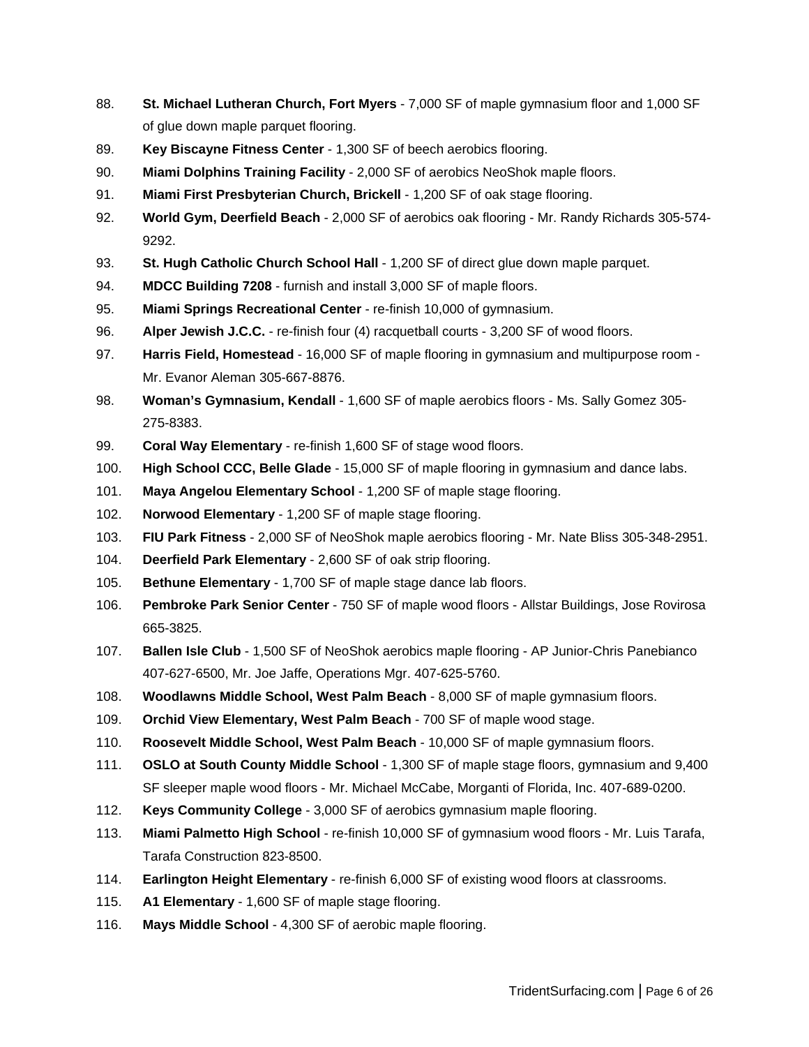88. **St. Michael Lutheran Church, Fort Myers** - 7,000 SF of maple gymnasium floor and 1,000 SF of glue down maple parquet flooring.
89. **Key Biscayne Fitness Center** - 1,300 SF of beech aerobics flooring.
90. **Miami Dolphins Training Facility** - 2,000 SF of aerobics NeoShok maple floors.
91. **Miami First Presbyterian Church, Brickell** - 1,200 SF of oak stage flooring.
92. **World Gym, Deerfield Beach** - 2,000 SF of aerobics oak flooring - Mr. Randy Richards 305-574-9292.
93. **St. Hugh Catholic Church School Hall** - 1,200 SF of direct glue down maple parquet.
94. **MDCC Building 7208** - furnish and install 3,000 SF of maple floors.
95. **Miami Springs Recreational Center** - re-finish 10,000 of gymnasium.
96. **Alper Jewish J.C.C.** - re-finish four (4) racquetball courts - 3,200 SF of wood floors.
97. **Harris Field, Homestead** - 16,000 SF of maple flooring in gymnasium and multipurpose room - Mr. Evanor Aleman 305-667-8876.
98. **Woman's Gymnasium, Kendall** - 1,600 SF of maple aerobics floors - Ms. Sally Gomez 305-275-8383.
99. **Coral Way Elementary** - re-finish 1,600 SF of stage wood floors.
100. **High School CCC, Belle Glade** - 15,000 SF of maple flooring in gymnasium and dance labs.
101. **Maya Angelou Elementary School** - 1,200 SF of maple stage flooring.
102. **Norwood Elementary** - 1,200 SF of maple stage flooring.
103. **FIU Park Fitness** - 2,000 SF of NeoShok maple aerobics flooring - Mr. Nate Bliss 305-348-2951.
104. **Deerfield Park Elementary** - 2,600 SF of oak strip flooring.
105. **Bethune Elementary** - 1,700 SF of maple stage dance lab floors.
106. **Pembroke Park Senior Center** - 750 SF of maple wood floors - Allstar Buildings, Jose Rovirosa 665-3825.
107. **Ballen Isle Club** - 1,500 SF of NeoShok aerobics maple flooring - AP Junior-Chris Panebianco 407-627-6500, Mr. Joe Jaffe, Operations Mgr. 407-625-5760.
108. **Woodlawns Middle School, West Palm Beach** - 8,000 SF of maple gymnasium floors.
109. **Orchid View Elementary, West Palm Beach** - 700 SF of maple wood stage.
110. **Roosevelt Middle School, West Palm Beach** - 10,000 SF of maple gymnasium floors.
111. **OSLO at South County Middle School** - 1,300 SF of maple stage floors, gymnasium and 9,400 SF sleeper maple wood floors - Mr. Michael McCabe, Morganti of Florida, Inc. 407-689-0200.
112. **Keys Community College** - 3,000 SF of aerobics gymnasium maple flooring.
113. **Miami Palmetto High School** - re-finish 10,000 SF of gymnasium wood floors - Mr. Luis Tarafa, Tarafa Construction 823-8500.
114. **Earlington Height Elementary** - re-finish 6,000 SF of existing wood floors at classrooms.
115. **A1 Elementary** - 1,600 SF of maple stage flooring.
116. **Mays Middle School** - 4,300 SF of aerobic maple flooring.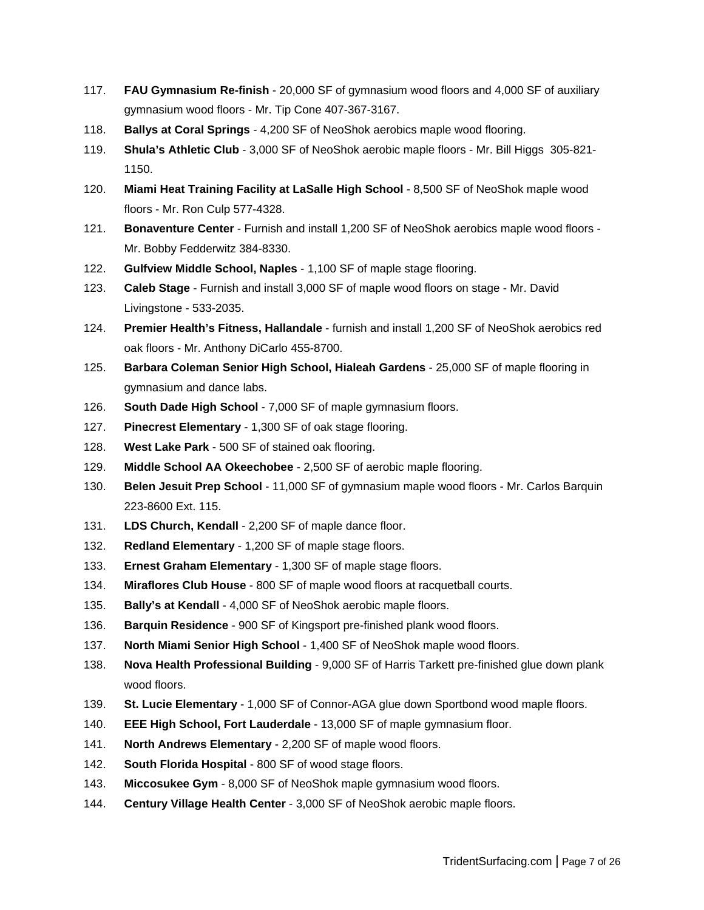117. **FAU Gymnasium Re-finish** - 20,000 SF of gymnasium wood floors and 4,000 SF of auxiliary gymnasium wood floors - Mr. Tip Cone 407-367-3167.
118. **Ballys at Coral Springs** - 4,200 SF of NeoShok aerobics maple wood flooring.
119. **Shula's Athletic Club** - 3,000 SF of NeoShok aerobic maple floors - Mr. Bill Higgs 305-821-1150.
120. **Miami Heat Training Facility at LaSalle High School** - 8,500 SF of NeoShok maple wood floors - Mr. Ron Culp 577-4328.
121. **Bonaventure Center** - Furnish and install 1,200 SF of NeoShok aerobics maple wood floors - Mr. Bobby Fedderwitz 384-8330.
122. **Gulfview Middle School, Naples** - 1,100 SF of maple stage flooring.
123. **Caleb Stage** - Furnish and install 3,000 SF of maple wood floors on stage - Mr. David Livingstone - 533-2035.
124. **Premier Health's Fitness, Hallandale** - furnish and install 1,200 SF of NeoShok aerobics red oak floors - Mr. Anthony DiCarlo 455-8700.
125. **Barbara Coleman Senior High School, Hialeah Gardens** - 25,000 SF of maple flooring in gymnasium and dance labs.
126. **South Dade High School** - 7,000 SF of maple gymnasium floors.
127. **Pinecrest Elementary** - 1,300 SF of oak stage flooring.
128. **West Lake Park** - 500 SF of stained oak flooring.
129. **Middle School AA Okeechobee** - 2,500 SF of aerobic maple flooring.
130. **Belen Jesuit Prep School** - 11,000 SF of gymnasium maple wood floors - Mr. Carlos Barquin 223-8600 Ext. 115.
131. **LDS Church, Kendall** - 2,200 SF of maple dance floor.
132. **Redland Elementary** - 1,200 SF of maple stage floors.
133. **Ernest Graham Elementary** - 1,300 SF of maple stage floors.
134. **Miraflores Club House** - 800 SF of maple wood floors at racquetball courts.
135. **Bally's at Kendall** - 4,000 SF of NeoShok aerobic maple floors.
136. **Barquin Residence** - 900 SF of Kingsport pre-finished plank wood floors.
137. **North Miami Senior High School** - 1,400 SF of NeoShok maple wood floors.
138. **Nova Health Professional Building** - 9,000 SF of Harris Tarkett pre-finished glue down plank wood floors.
139. **St. Lucie Elementary** - 1,000 SF of Connor-AGA glue down Sportbond wood maple floors.
140. **EEE High School, Fort Lauderdale** - 13,000 SF of maple gymnasium floor.
141. **North Andrews Elementary** - 2,200 SF of maple wood floors.
142. **South Florida Hospital** - 800 SF of wood stage floors.
143. **Miccosukee Gym** - 8,000 SF of NeoShok maple gymnasium wood floors.
144. **Century Village Health Center** - 3,000 SF of NeoShok aerobic maple floors.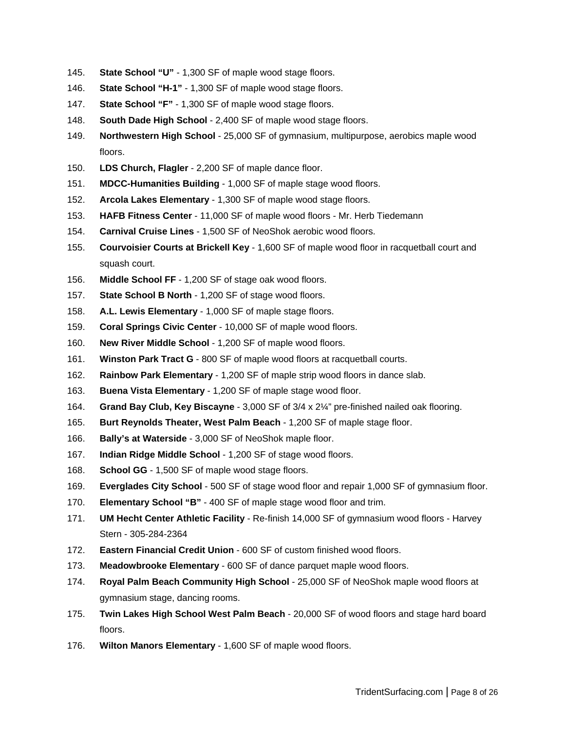145. **State School “U”** - 1,300 SF of maple wood stage floors.
146. **State School “H-1”** - 1,300 SF of maple wood stage floors.
147. **State School “F”** - 1,300 SF of maple wood stage floors.
148. **South Dade High School** - 2,400 SF of maple wood stage floors.
149. **Northwestern High School** - 25,000 SF of gymnasium, multipurpose, aerobics maple wood floors.
150. **LDS Church, Flagler** - 2,200 SF of maple dance floor.
151. **MDCC-Humanities Building** - 1,000 SF of maple stage wood floors.
152. **Arcola Lakes Elementary** - 1,300 SF of maple wood stage floors.
153. **HAFB Fitness Center** - 11,000 SF of maple wood floors - Mr. Herb Tiedemann
154. **Carnival Cruise Lines** - 1,500 SF of NeoShok aerobic wood floors.
155. **Courvoisier Courts at Brickell Key** - 1,600 SF of maple wood floor in racquetball court and squash court.
156. **Middle School FF** - 1,200 SF of stage oak wood floors.
157. **State School B North** - 1,200 SF of stage wood floors.
158. **A.L. Lewis Elementary** - 1,000 SF of maple stage floors.
159. **Coral Springs Civic Center** - 10,000 SF of maple wood floors.
160. **New River Middle School** - 1,200 SF of maple wood floors.
161. **Winston Park Tract G** - 800 SF of maple wood floors at racquetball courts.
162. **Rainbow Park Elementary** - 1,200 SF of maple strip wood floors in dance slab.
163. **Buena Vista Elementary** - 1,200 SF of maple stage wood floor.
164. **Grand Bay Club, Key Biscayne** - 3,000 SF of 3/4 x 2¼” pre-finished nailed oak flooring.
165. **Burt Reynolds Theater, West Palm Beach** - 1,200 SF of maple stage floor.
166. **Bally’s at Waterside** - 3,000 SF of NeoShok maple floor.
167. **Indian Ridge Middle School** - 1,200 SF of stage wood floors.
168. **School GG** - 1,500 SF of maple wood stage floors.
169. **Everglades City School** - 500 SF of stage wood floor and repair 1,000 SF of gymnasium floor.
170. **Elementary School “B”** - 400 SF of maple stage wood floor and trim.
171. **UM Hecht Center Athletic Facility** - Re-finish 14,000 SF of gymnasium wood floors - Harvey Stern - 305-284-2364
172. **Eastern Financial Credit Union** - 600 SF of custom finished wood floors.
173. **Meadowbrooke Elementary** - 600 SF of dance parquet maple wood floors.
174. **Royal Palm Beach Community High School** - 25,000 SF of NeoShok maple wood floors at gymnasium stage, dancing rooms.
175. **Twin Lakes High School West Palm Beach** - 20,000 SF of wood floors and stage hard board floors.
176. **Wilton Manors Elementary** - 1,600 SF of maple wood floors.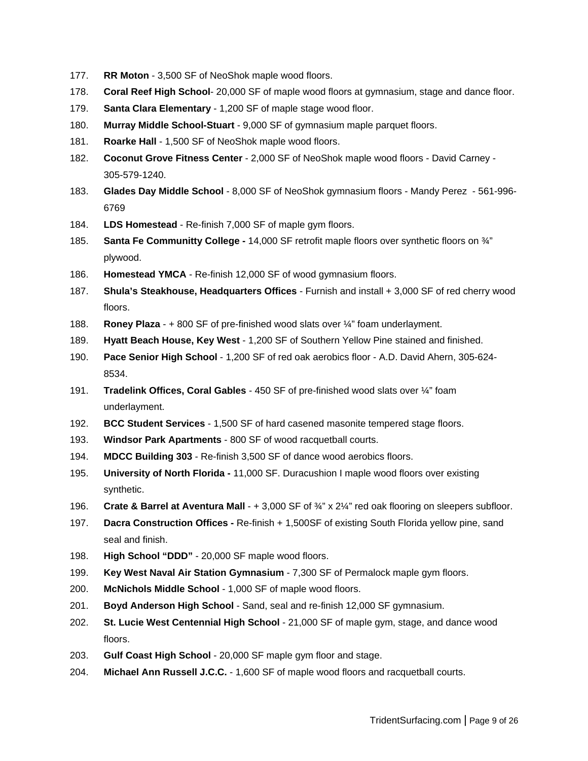177. **RR Moton** - 3,500 SF of NeoShok maple wood floors.
178. **Coral Reef High School**- 20,000 SF of maple wood floors at gymnasium, stage and dance floor.
179. **Santa Clara Elementary** - 1,200 SF of maple stage wood floor.
180. **Murray Middle School-Stuart** - 9,000 SF of gymnasium maple parquet floors.
181. **Roarke Hall** - 1,500 SF of NeoShok maple wood floors.
182. **Coconut Grove Fitness Center** - 2,000 SF of NeoShok maple wood floors - David Carney - 305-579-1240.
183. **Glades Day Middle School** - 8,000 SF of NeoShok gymnasium floors - Mandy Perez - 561-996-6769
184. **LDS Homestead** - Re-finish 7,000 SF of maple gym floors.
185. **Santa Fe Communitty College -** 14,000 SF retrofit maple floors over synthetic floors on ¾" plywood.
186. **Homestead YMCA** - Re-finish 12,000 SF of wood gymnasium floors.
187. **Shula's Steakhouse, Headquarters Offices** - Furnish and install + 3,000 SF of red cherry wood floors.
188. **Roney Plaza** - + 800 SF of pre-finished wood slats over ¼" foam underlayment.
189. **Hyatt Beach House, Key West** - 1,200 SF of Southern Yellow Pine stained and finished.
190. **Pace Senior High School** - 1,200 SF of red oak aerobics floor - A.D. David Ahern, 305-624-8534.
191. **Tradelink Offices, Coral Gables** - 450 SF of pre-finished wood slats over ¼" foam underlayment.
192. **BCC Student Services** - 1,500 SF of hard casened masonite tempered stage floors.
193. **Windsor Park Apartments** - 800 SF of wood racquetball courts.
194. **MDCC Building 303** - Re-finish 3,500 SF of dance wood aerobics floors.
195. **University of North Florida -** 11,000 SF. Duracushion I maple wood floors over existing synthetic.
196. **Crate & Barrel at Aventura Mall** - + 3,000 SF of ¾" x 2¼" red oak flooring on sleepers subfloor.
197. **Dacra Construction Offices -** Re-finish + 1,500SF of existing South Florida yellow pine, sand seal and finish.
198. **High School "DDD"** - 20,000 SF maple wood floors.
199. **Key West Naval Air Station Gymnasium** - 7,300 SF of Permalock maple gym floors.
200. **McNichols Middle School** - 1,000 SF of maple wood floors.
201. **Boyd Anderson High School** - Sand, seal and re-finish 12,000 SF gymnasium.
202. **St. Lucie West Centennial High School** - 21,000 SF of maple gym, stage, and dance wood floors.
203. **Gulf Coast High School** - 20,000 SF maple gym floor and stage.
204. **Michael Ann Russell J.C.C.** - 1,600 SF of maple wood floors and racquetball courts.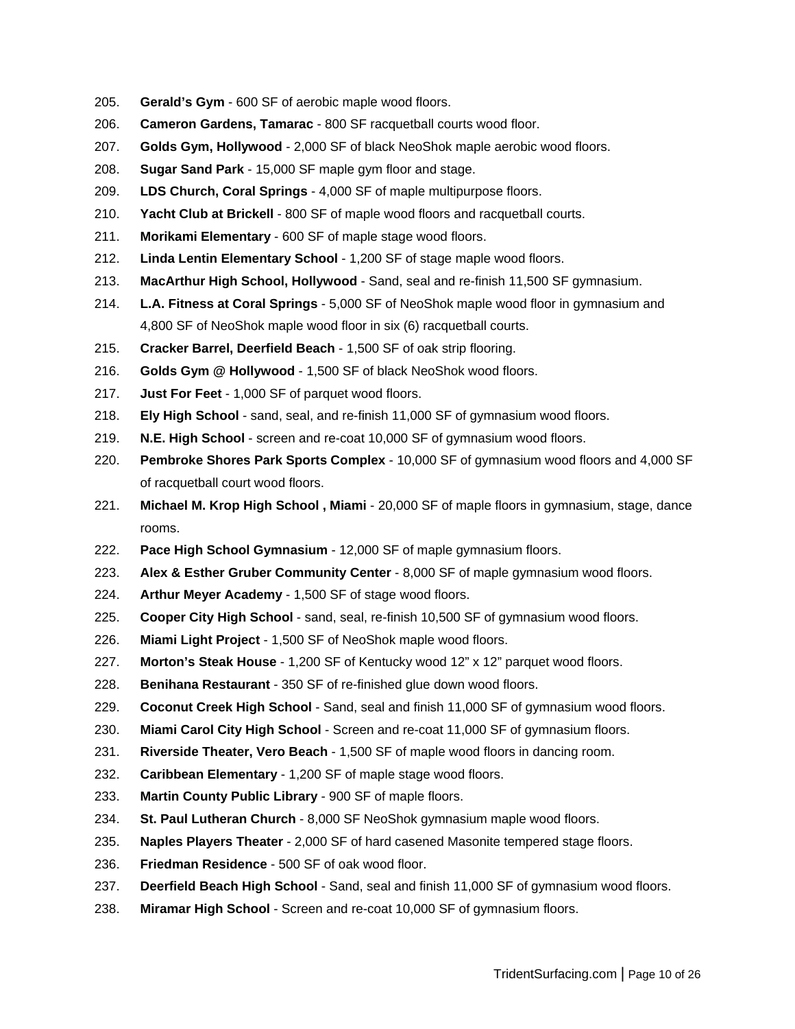205. **Gerald's Gym** - 600 SF of aerobic maple wood floors.
206. **Cameron Gardens, Tamarac** - 800 SF racquetball courts wood floor.
207. **Golds Gym, Hollywood** - 2,000 SF of black NeoShok maple aerobic wood floors.
208. **Sugar Sand Park** - 15,000 SF maple gym floor and stage.
209. **LDS Church, Coral Springs** - 4,000 SF of maple multipurpose floors.
210. **Yacht Club at Brickell** - 800 SF of maple wood floors and racquetball courts.
211. **Morikami Elementary** - 600 SF of maple stage wood floors.
212. **Linda Lentin Elementary School** - 1,200 SF of stage maple wood floors.
213. **MacArthur High School, Hollywood** - Sand, seal and re-finish 11,500 SF gymnasium.
214. **L.A. Fitness at Coral Springs** - 5,000 SF of NeoShok maple wood floor in gymnasium and 4,800 SF of NeoShok maple wood floor in six (6) racquetball courts.
215. **Cracker Barrel, Deerfield Beach** - 1,500 SF of oak strip flooring.
216. **Golds Gym @ Hollywood** - 1,500 SF of black NeoShok wood floors.
217. **Just For Feet** - 1,000 SF of parquet wood floors.
218. **Ely High School** - sand, seal, and re-finish 11,000 SF of gymnasium wood floors.
219. **N.E. High School** - screen and re-coat 10,000 SF of gymnasium wood floors.
220. **Pembroke Shores Park Sports Complex** - 10,000 SF of gymnasium wood floors and 4,000 SF of racquetball court wood floors.
221. **Michael M. Krop High School , Miami** - 20,000 SF of maple floors in gymnasium, stage, dance rooms.
222. **Pace High School Gymnasium** - 12,000 SF of maple gymnasium floors.
223. **Alex & Esther Gruber Community Center** - 8,000 SF of maple gymnasium wood floors.
224. **Arthur Meyer Academy** - 1,500 SF of stage wood floors.
225. **Cooper City High School** - sand, seal, re-finish 10,500 SF of gymnasium wood floors.
226. **Miami Light Project** - 1,500 SF of NeoShok maple wood floors.
227. **Morton's Steak House** - 1,200 SF of Kentucky wood 12" x 12" parquet wood floors.
228. **Benihana Restaurant** - 350 SF of re-finished glue down wood floors.
229. **Coconut Creek High School** - Sand, seal and finish 11,000 SF of gymnasium wood floors.
230. **Miami Carol City High School** - Screen and re-coat 11,000 SF of gymnasium floors.
231. **Riverside Theater, Vero Beach** - 1,500 SF of maple wood floors in dancing room.
232. **Caribbean Elementary** - 1,200 SF of maple stage wood floors.
233. **Martin County Public Library** - 900 SF of maple floors.
234. **St. Paul Lutheran Church** - 8,000 SF NeoShok gymnasium maple wood floors.
235. **Naples Players Theater** - 2,000 SF of hard casened Masonite tempered stage floors.
236. **Friedman Residence** - 500 SF of oak wood floor.
237. **Deerfield Beach High School** - Sand, seal and finish 11,000 SF of gymnasium wood floors.
238. **Miramar High School** - Screen and re-coat 10,000 SF of gymnasium floors.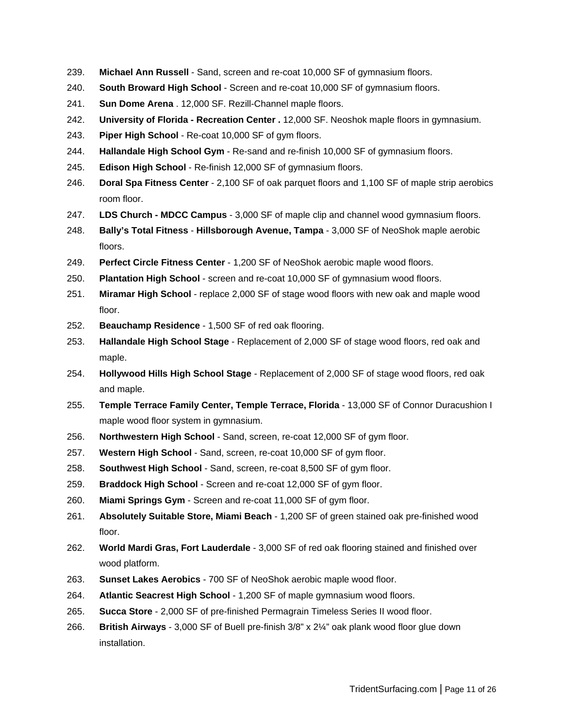239. **Michael Ann Russell** - Sand, screen and re-coat 10,000 SF of gymnasium floors.
240. **South Broward High School** - Screen and re-coat 10,000 SF of gymnasium floors.
241. **Sun Dome Arena** . 12,000 SF. Rezill-Channel maple floors.
242. **University of Florida - Recreation Center .** 12,000 SF. Neoshok maple floors in gymnasium.
243. **Piper High School** - Re-coat 10,000 SF of gym floors.
244. **Hallandale High School Gym** - Re-sand and re-finish 10,000 SF of gymnasium floors.
245. **Edison High School** - Re-finish 12,000 SF of gymnasium floors.
246. **Doral Spa Fitness Center** - 2,100 SF of oak parquet floors and 1,100 SF of maple strip aerobics room floor.
247. **LDS Church - MDCC Campus** - 3,000 SF of maple clip and channel wood gymnasium floors.
248. **Bally's Total Fitness** - **Hillsborough Avenue, Tampa** - 3,000 SF of NeoShok maple aerobic floors.
249. **Perfect Circle Fitness Center** - 1,200 SF of NeoShok aerobic maple wood floors.
250. **Plantation High School** - screen and re-coat 10,000 SF of gymnasium wood floors.
251. **Miramar High School** - replace 2,000 SF of stage wood floors with new oak and maple wood floor.
252. **Beauchamp Residence** - 1,500 SF of red oak flooring.
253. **Hallandale High School Stage** - Replacement of 2,000 SF of stage wood floors, red oak and maple.
254. **Hollywood Hills High School Stage** - Replacement of 2,000 SF of stage wood floors, red oak and maple.
255. **Temple Terrace Family Center, Temple Terrace, Florida** - 13,000 SF of Connor Duracushion I maple wood floor system in gymnasium.
256. **Northwestern High School** - Sand, screen, re-coat 12,000 SF of gym floor.
257. **Western High School** - Sand, screen, re-coat 10,000 SF of gym floor.
258. **Southwest High School** - Sand, screen, re-coat 8,500 SF of gym floor.
259. **Braddock High School** - Screen and re-coat 12,000 SF of gym floor.
260. **Miami Springs Gym** - Screen and re-coat 11,000 SF of gym floor.
261. **Absolutely Suitable Store, Miami Beach** - 1,200 SF of green stained oak pre-finished wood floor.
262. **World Mardi Gras, Fort Lauderdale** - 3,000 SF of red oak flooring stained and finished over wood platform.
263. **Sunset Lakes Aerobics** - 700 SF of NeoShok aerobic maple wood floor.
264. **Atlantic Seacrest High School** - 1,200 SF of maple gymnasium wood floors.
265. **Succa Store** - 2,000 SF of pre-finished Permagrain Timeless Series II wood floor.
266. **British Airways** - 3,000 SF of Buell pre-finish 3/8" x 2¼" oak plank wood floor glue down installation.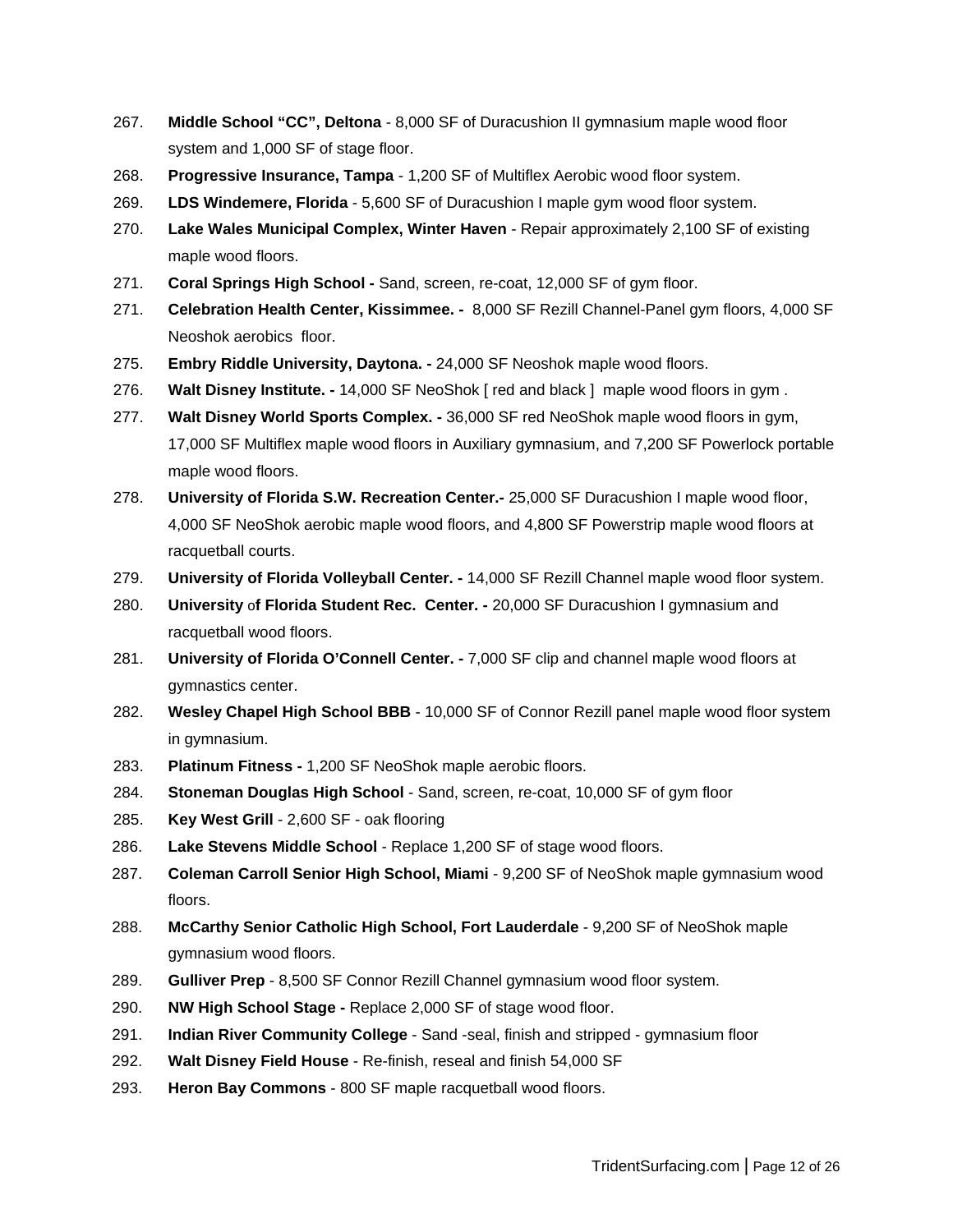267. **Middle School "CC", Deltona** - 8,000 SF of Duracushion II gymnasium maple wood floor system and 1,000 SF of stage floor.
268. **Progressive Insurance, Tampa** - 1,200 SF of Multiflex Aerobic wood floor system.
269. **LDS Windemere, Florida** - 5,600 SF of Duracushion I maple gym wood floor system.
270. **Lake Wales Municipal Complex, Winter Haven** - Repair approximately 2,100 SF of existing maple wood floors.
271. **Coral Springs High School -** Sand, screen, re-coat, 12,000 SF of gym floor.
271. **Celebration Health Center, Kissimmee. -** 8,000 SF Rezill Channel-Panel gym floors, 4,000 SF Neoshok aerobics floor.
275. **Embry Riddle University, Daytona. -** 24,000 SF Neoshok maple wood floors.
276. **Walt Disney Institute. -** 14,000 SF NeoShok [ red and black ] maple wood floors in gym .
277. **Walt Disney World Sports Complex. -** 36,000 SF red NeoShok maple wood floors in gym, 17,000 SF Multiflex maple wood floors in Auxiliary gymnasium, and 7,200 SF Powerlock portable maple wood floors.
278. **University of Florida S.W. Recreation Center.-** 25,000 SF Duracushion I maple wood floor, 4,000 SF NeoShok aerobic maple wood floors, and 4,800 SF Powerstrip maple wood floors at racquetball courts.
279. **University of Florida Volleyball Center. -** 14,000 SF Rezill Channel maple wood floor system.
280. **University** of **Florida Student Rec. Center. -** 20,000 SF Duracushion I gymnasium and racquetball wood floors.
281. **University of Florida O'Connell Center. -** 7,000 SF clip and channel maple wood floors at gymnastics center.
282. **Wesley Chapel High School BBB** - 10,000 SF of Connor Rezill panel maple wood floor system in gymnasium.
283. **Platinum Fitness -** 1,200 SF NeoShok maple aerobic floors.
284. **Stoneman Douglas High School** - Sand, screen, re-coat, 10,000 SF of gym floor
285. **Key West Grill** - 2,600 SF - oak flooring
286. **Lake Stevens Middle School** - Replace 1,200 SF of stage wood floors.
287. **Coleman Carroll Senior High School, Miami** - 9,200 SF of NeoShok maple gymnasium wood floors.
288. **McCarthy Senior Catholic High School, Fort Lauderdale** - 9,200 SF of NeoShok maple gymnasium wood floors.
289. **Gulliver Prep** - 8,500 SF Connor Rezill Channel gymnasium wood floor system.
290. **NW High School Stage -** Replace 2,000 SF of stage wood floor.
291. **Indian River Community College** - Sand -seal, finish and stripped - gymnasium floor
292. **Walt Disney Field House** - Re-finish, reseal and finish 54,000 SF
293. **Heron Bay Commons** - 800 SF maple racquetball wood floors.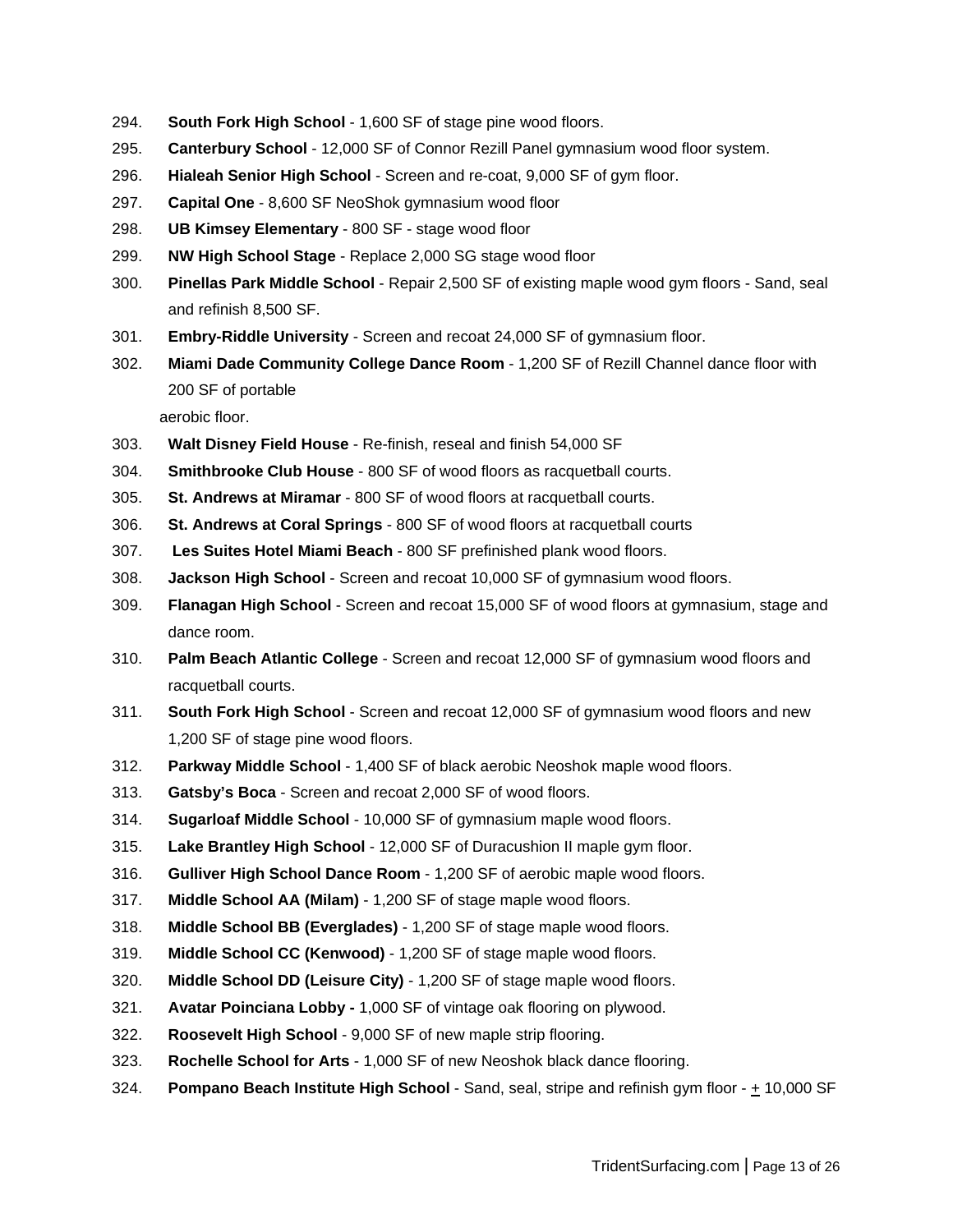294. **South Fork High School** - 1,600 SF of stage pine wood floors.
295. **Canterbury School** - 12,000 SF of Connor Rezill Panel gymnasium wood floor system.
296. **Hialeah Senior High School** - Screen and re-coat, 9,000 SF of gym floor.
297. **Capital One** - 8,600 SF NeoShok gymnasium wood floor
298. **UB Kimsey Elementary** - 800 SF - stage wood floor
299. **NW High School Stage** - Replace 2,000 SG stage wood floor
300. **Pinellas Park Middle School** - Repair 2,500 SF of existing maple wood gym floors - Sand, seal and refinish 8,500 SF.
301. **Embry-Riddle University** - Screen and recoat 24,000 SF of gymnasium floor.
302. **Miami Dade Community College Dance Room** - 1,200 SF of Rezill Channel dance floor with 200 SF of portable aerobic floor.
303. **Walt Disney Field House** - Re-finish, reseal and finish 54,000 SF
304. **Smithbrooke Club House** - 800 SF of wood floors as racquetball courts.
305. **St. Andrews at Miramar** - 800 SF of wood floors at racquetball courts.
306. **St. Andrews at Coral Springs** - 800 SF of wood floors at racquetball courts
307. **Les Suites Hotel Miami Beach** - 800 SF prefinished plank wood floors.
308. **Jackson High School** - Screen and recoat 10,000 SF of gymnasium wood floors.
309. **Flanagan High School** - Screen and recoat 15,000 SF of wood floors at gymnasium, stage and dance room.
310. **Palm Beach Atlantic College** - Screen and recoat 12,000 SF of gymnasium wood floors and racquetball courts.
311. **South Fork High School** - Screen and recoat 12,000 SF of gymnasium wood floors and new 1,200 SF of stage pine wood floors.
312. **Parkway Middle School** - 1,400 SF of black aerobic Neoshok maple wood floors.
313. **Gatsby's Boca** - Screen and recoat 2,000 SF of wood floors.
314. **Sugarloaf Middle School** - 10,000 SF of gymnasium maple wood floors.
315. **Lake Brantley High School** - 12,000 SF of Duracushion II maple gym floor.
316. **Gulliver High School Dance Room** - 1,200 SF of aerobic maple wood floors.
317. **Middle School AA (Milam)** - 1,200 SF of stage maple wood floors.
318. **Middle School BB (Everglades)** - 1,200 SF of stage maple wood floors.
319. **Middle School CC (Kenwood)** - 1,200 SF of stage maple wood floors.
320. **Middle School DD (Leisure City)** - 1,200 SF of stage maple wood floors.
321. **Avatar Poinciana Lobby -** 1,000 SF of vintage oak flooring on plywood.
322. **Roosevelt High School** - 9,000 SF of new maple strip flooring.
323. **Rochelle School for Arts** - 1,000 SF of new Neoshok black dance flooring.
324. **Pompano Beach Institute High School** - Sand, seal, stripe and refinish gym floor - ± 10,000 SF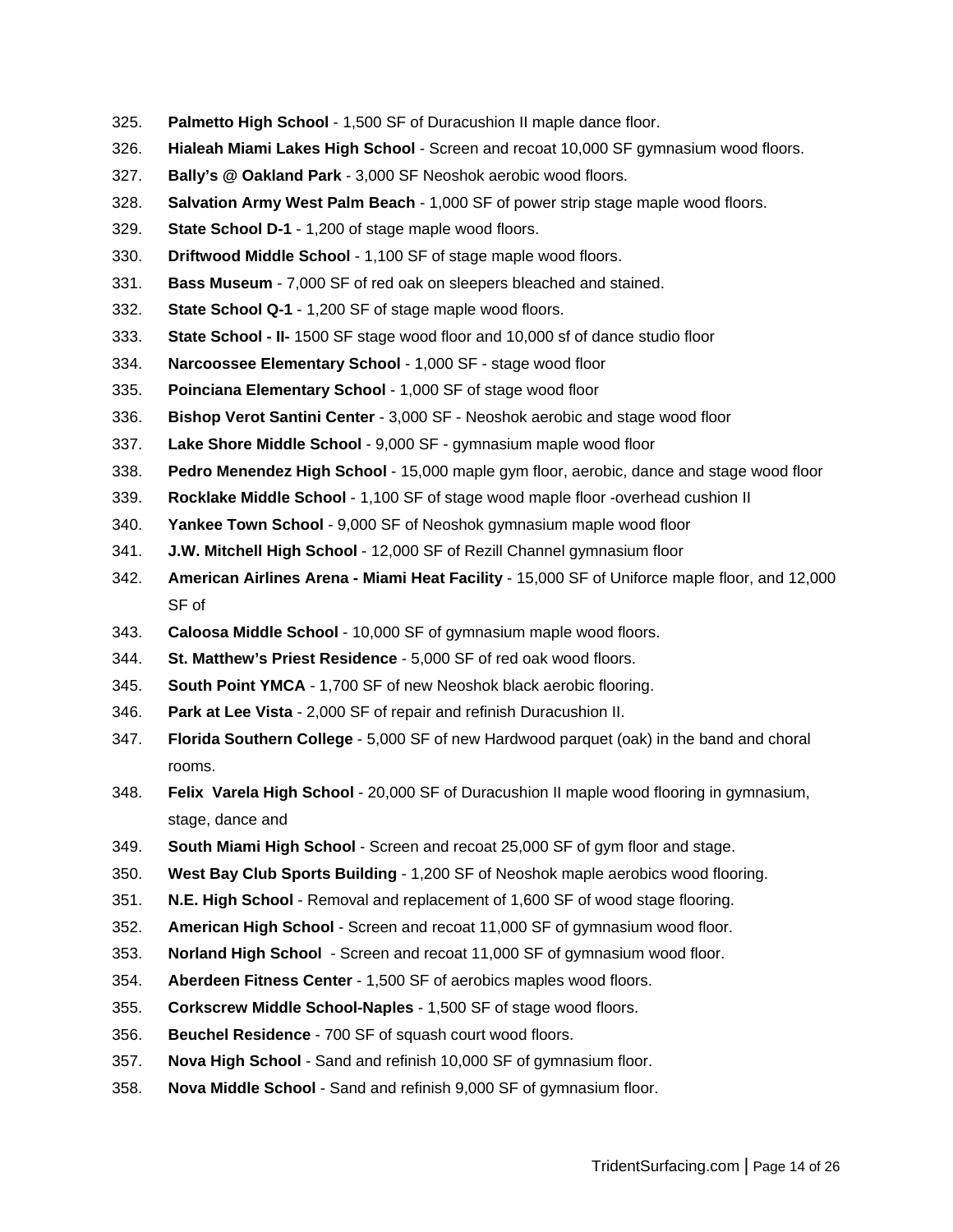325. **Palmetto High School** - 1,500 SF of Duracushion II maple dance floor.
326. **Hialeah Miami Lakes High School** - Screen and recoat 10,000 SF gymnasium wood floors.
327. **Bally's @ Oakland Park** - 3,000 SF Neoshok aerobic wood floors.
328. **Salvation Army West Palm Beach** - 1,000 SF of power strip stage maple wood floors.
329. **State School D-1** - 1,200 of stage maple wood floors.
330. **Driftwood Middle School** - 1,100 SF of stage maple wood floors.
331. **Bass Museum** - 7,000 SF of red oak on sleepers bleached and stained.
332. **State School Q-1** - 1,200 SF of stage maple wood floors.
333. **State School - II-** 1500 SF stage wood floor and 10,000 sf of dance studio floor
334. **Narcoossee Elementary School** - 1,000 SF - stage wood floor
335. **Poinciana Elementary School** - 1,000 SF of stage wood floor
336. **Bishop Verot Santini Center** - 3,000 SF - Neoshok aerobic and stage wood floor
337. **Lake Shore Middle School** - 9,000 SF - gymnasium maple wood floor
338. **Pedro Menendez High School** - 15,000 maple gym floor, aerobic, dance and stage wood floor
339. **Rocklake Middle School** - 1,100 SF of stage wood maple floor -overhead cushion II
340. **Yankee Town School** - 9,000 SF of Neoshok gymnasium maple wood floor
341. **J.W. Mitchell High School** - 12,000 SF of Rezill Channel gymnasium floor
342. **American Airlines Arena - Miami Heat Facility** - 15,000 SF of Uniforce maple floor, and 12,000 SF of
343. **Caloosa Middle School** - 10,000 SF of gymnasium maple wood floors.
344. **St. Matthew's Priest Residence** - 5,000 SF of red oak wood floors.
345. **South Point YMCA** - 1,700 SF of new Neoshok black aerobic flooring.
346. **Park at Lee Vista** - 2,000 SF of repair and refinish Duracushion II.
347. **Florida Southern College** - 5,000 SF of new Hardwood parquet (oak) in the band and choral rooms.
348. **Felix Varela High School** - 20,000 SF of Duracushion II maple wood flooring in gymnasium, stage, dance and
349. **South Miami High School** - Screen and recoat 25,000 SF of gym floor and stage.
350. **West Bay Club Sports Building** - 1,200 SF of Neoshok maple aerobics wood flooring.
351. **N.E. High School** - Removal and replacement of 1,600 SF of wood stage flooring.
352. **American High School** - Screen and recoat 11,000 SF of gymnasium wood floor.
353. **Norland High School** - Screen and recoat 11,000 SF of gymnasium wood floor.
354. **Aberdeen Fitness Center** - 1,500 SF of aerobics maples wood floors.
355. **Corkscrew Middle School-Naples** - 1,500 SF of stage wood floors.
356. **Beuchel Residence** - 700 SF of squash court wood floors.
357. **Nova High School** - Sand and refinish 10,000 SF of gymnasium floor.
358. **Nova Middle School** - Sand and refinish 9,000 SF of gymnasium floor.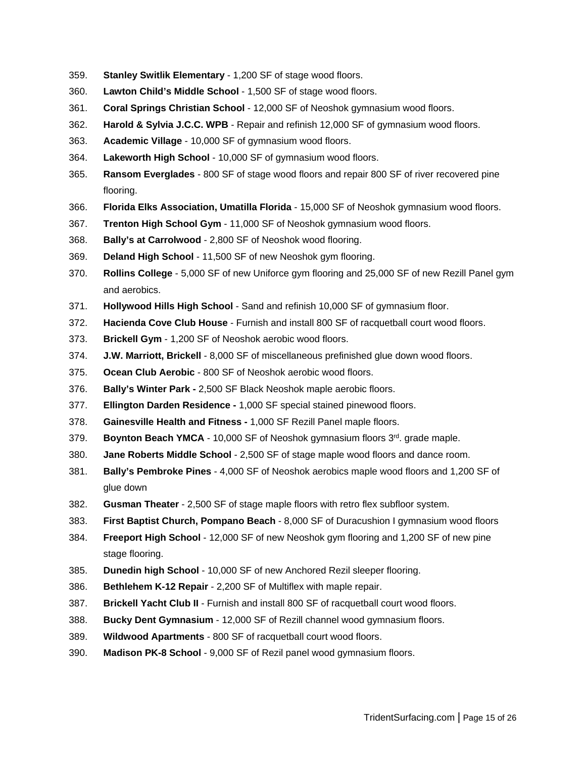359. **Stanley Switlik Elementary** - 1,200 SF of stage wood floors.
360. **Lawton Child's Middle School** - 1,500 SF of stage wood floors.
361. **Coral Springs Christian School** - 12,000 SF of Neoshok gymnasium wood floors.
362. **Harold & Sylvia J.C.C. WPB** - Repair and refinish 12,000 SF of gymnasium wood floors.
363. **Academic Village** - 10,000 SF of gymnasium wood floors.
364. **Lakeworth High School** - 10,000 SF of gymnasium wood floors.
365. **Ransom Everglades** - 800 SF of stage wood floors and repair 800 SF of river recovered pine flooring.
366. **Florida Elks Association, Umatilla Florida** - 15,000 SF of Neoshok gymnasium wood floors.
367. **Trenton High School Gym** - 11,000 SF of Neoshok gymnasium wood floors.
368. **Bally's at Carrolwood** - 2,800 SF of Neoshok wood flooring.
369. **Deland High School** - 11,500 SF of new Neoshok gym flooring.
370. **Rollins College** - 5,000 SF of new Uniforce gym flooring and 25,000 SF of new Rezill Panel gym and aerobics.
371. **Hollywood Hills High School** - Sand and refinish 10,000 SF of gymnasium floor.
372. **Hacienda Cove Club House** - Furnish and install 800 SF of racquetball court wood floors.
373. **Brickell Gym** - 1,200 SF of Neoshok aerobic wood floors.
374. **J.W. Marriott, Brickell** - 8,000 SF of miscellaneous prefinished glue down wood floors.
375. **Ocean Club Aerobic** - 800 SF of Neoshok aerobic wood floors.
376. **Bally's Winter Park -** 2,500 SF Black Neoshok maple aerobic floors.
377. **Ellington Darden Residence -** 1,000 SF special stained pinewood floors.
378. **Gainesville Health and Fitness -** 1,000 SF Rezill Panel maple floors.
379. **Boynton Beach YMCA** - 10,000 SF of Neoshok gymnasium floors 3rd. grade maple.
380. **Jane Roberts Middle School** - 2,500 SF of stage maple wood floors and dance room.
381. **Bally's Pembroke Pines** - 4,000 SF of Neoshok aerobics maple wood floors and 1,200 SF of glue down
382. **Gusman Theater** - 2,500 SF of stage maple floors with retro flex subfloor system.
383. **First Baptist Church, Pompano Beach** - 8,000 SF of Duracushion I gymnasium wood floors
384. **Freeport High School** - 12,000 SF of new Neoshok gym flooring and 1,200 SF of new pine stage flooring.
385. **Dunedin high School** - 10,000 SF of new Anchored Rezil sleeper flooring.
386. **Bethlehem K-12 Repair** - 2,200 SF of Multiflex with maple repair.
387. **Brickell Yacht Club II** - Furnish and install 800 SF of racquetball court wood floors.
388. **Bucky Dent Gymnasium** - 12,000 SF of Rezill channel wood gymnasium floors.
389. **Wildwood Apartments** - 800 SF of racquetball court wood floors.
390. **Madison PK-8 School** - 9,000 SF of Rezil panel wood gymnasium floors.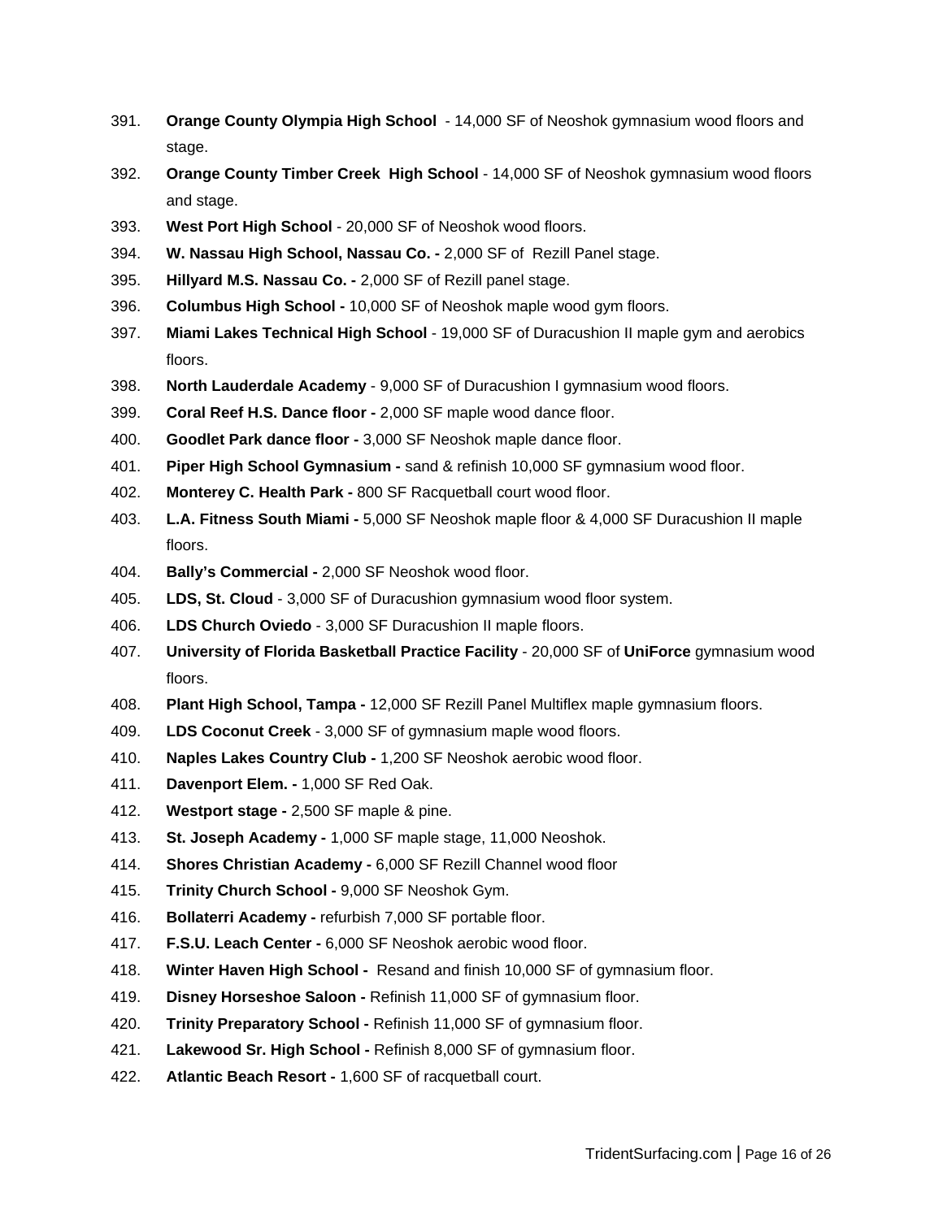391. **Orange County Olympia High School** - 14,000 SF of Neoshok gymnasium wood floors and stage.
392. **Orange County Timber Creek High School** - 14,000 SF of Neoshok gymnasium wood floors and stage.
393. **West Port High School** - 20,000 SF of Neoshok wood floors.
394. **W. Nassau High School, Nassau Co. -** 2,000 SF of Rezill Panel stage.
395. **Hillyard M.S. Nassau Co. -** 2,000 SF of Rezill panel stage.
396. **Columbus High School -** 10,000 SF of Neoshok maple wood gym floors.
397. **Miami Lakes Technical High School** - 19,000 SF of Duracushion II maple gym and aerobics floors.
398. **North Lauderdale Academy** - 9,000 SF of Duracushion I gymnasium wood floors.
399. **Coral Reef H.S. Dance floor -** 2,000 SF maple wood dance floor.
400. **Goodlet Park dance floor -** 3,000 SF Neoshok maple dance floor.
401. **Piper High School Gymnasium -** sand & refinish 10,000 SF gymnasium wood floor.
402. **Monterey C. Health Park -** 800 SF Racquetball court wood floor.
403. **L.A. Fitness South Miami -** 5,000 SF Neoshok maple floor & 4,000 SF Duracushion II maple floors.
404. **Bally's Commercial -** 2,000 SF Neoshok wood floor.
405. **LDS, St. Cloud** - 3,000 SF of Duracushion gymnasium wood floor system.
406. **LDS Church Oviedo** - 3,000 SF Duracushion II maple floors.
407. **University of Florida Basketball Practice Facility** - 20,000 SF of **UniForce** gymnasium wood floors.
408. **Plant High School, Tampa -** 12,000 SF Rezill Panel Multiflex maple gymnasium floors.
409. **LDS Coconut Creek** - 3,000 SF of gymnasium maple wood floors.
410. **Naples Lakes Country Club -** 1,200 SF Neoshok aerobic wood floor.
411. **Davenport Elem. -** 1,000 SF Red Oak.
412. **Westport stage -** 2,500 SF maple & pine.
413. **St. Joseph Academy -** 1,000 SF maple stage, 11,000 Neoshok.
414. **Shores Christian Academy -** 6,000 SF Rezill Channel wood floor
415. **Trinity Church School -** 9,000 SF Neoshok Gym.
416. **Bollaterri Academy -** refurbish 7,000 SF portable floor.
417. **F.S.U. Leach Center -** 6,000 SF Neoshok aerobic wood floor.
418. **Winter Haven High School -** Resand and finish 10,000 SF of gymnasium floor.
419. **Disney Horseshoe Saloon -** Refinish 11,000 SF of gymnasium floor.
420. **Trinity Preparatory School -** Refinish 11,000 SF of gymnasium floor.
421. **Lakewood Sr. High School -** Refinish 8,000 SF of gymnasium floor.
422. **Atlantic Beach Resort -** 1,600 SF of racquetball court.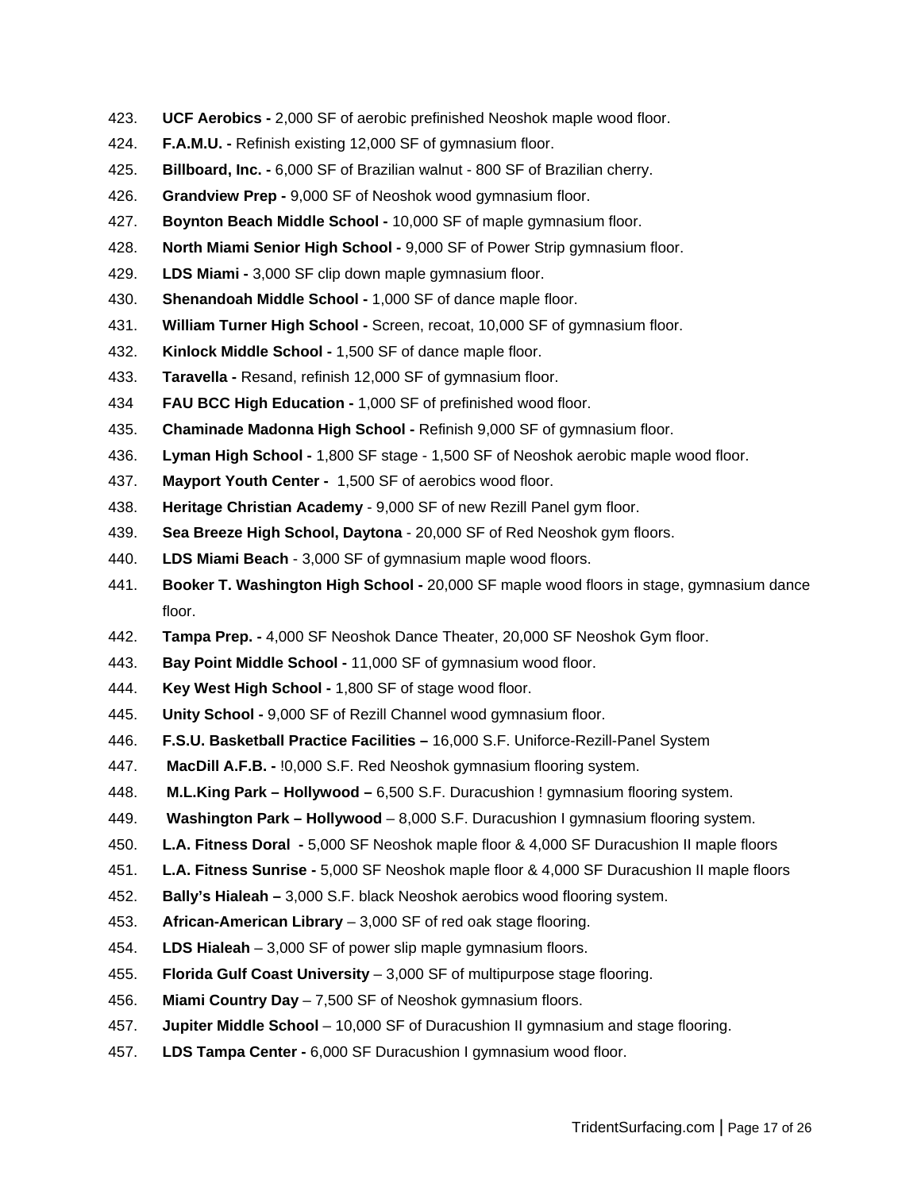423. **UCF Aerobics -** 2,000 SF of aerobic prefinished Neoshok maple wood floor.
424. **F.A.M.U. -** Refinish existing 12,000 SF of gymnasium floor.
425. **Billboard, Inc. -** 6,000 SF of Brazilian walnut - 800 SF of Brazilian cherry.
426. **Grandview Prep -** 9,000 SF of Neoshok wood gymnasium floor.
427. **Boynton Beach Middle School -** 10,000 SF of maple gymnasium floor.
428. **North Miami Senior High School -** 9,000 SF of Power Strip gymnasium floor.
429. **LDS Miami -** 3,000 SF clip down maple gymnasium floor.
430. **Shenandoah Middle School -** 1,000 SF of dance maple floor.
431. **William Turner High School -** Screen, recoat, 10,000 SF of gymnasium floor.
432. **Kinlock Middle School -** 1,500 SF of dance maple floor.
433. **Taravella -** Resand, refinish 12,000 SF of gymnasium floor.
434 **FAU BCC High Education -** 1,000 SF of prefinished wood floor.
435. **Chaminade Madonna High School -** Refinish 9,000 SF of gymnasium floor.
436. **Lyman High School -** 1,800 SF stage - 1,500 SF of Neoshok aerobic maple wood floor.
437. **Mayport Youth Center -** 1,500 SF of aerobics wood floor.
438. **Heritage Christian Academy** - 9,000 SF of new Rezill Panel gym floor.
439. **Sea Breeze High School, Daytona** - 20,000 SF of Red Neoshok gym floors.
440. **LDS Miami Beach** - 3,000 SF of gymnasium maple wood floors.
441. **Booker T. Washington High School -** 20,000 SF maple wood floors in stage, gymnasium dance floor.
442. **Tampa Prep. -** 4,000 SF Neoshok Dance Theater, 20,000 SF Neoshok Gym floor.
443. **Bay Point Middle School -** 11,000 SF of gymnasium wood floor.
444. **Key West High School -** 1,800 SF of stage wood floor.
445. **Unity School -** 9,000 SF of Rezill Channel wood gymnasium floor.
446. **F.S.U. Basketball Practice Facilities –** 16,000 S.F. Uniforce-Rezill-Panel System
447. **MacDill A.F.B. -** !0,000 S.F. Red Neoshok gymnasium flooring system.
448. **M.L.King Park – Hollywood –** 6,500 S.F. Duracushion ! gymnasium flooring system.
449. **Washington Park – Hollywood** – 8,000 S.F. Duracushion I gymnasium flooring system.
450. **L.A. Fitness Doral -** 5,000 SF Neoshok maple floor & 4,000 SF Duracushion II maple floors
451. **L.A. Fitness Sunrise -** 5,000 SF Neoshok maple floor & 4,000 SF Duracushion II maple floors
452. **Bally's Hialeah –** 3,000 S.F. black Neoshok aerobics wood flooring system.
453. **African-American Library** – 3,000 SF of red oak stage flooring.
454. **LDS Hialeah** – 3,000 SF of power slip maple gymnasium floors.
455. **Florida Gulf Coast University** – 3,000 SF of multipurpose stage flooring.
456. **Miami Country Day** – 7,500 SF of Neoshok gymnasium floors.
457. **Jupiter Middle School** – 10,000 SF of Duracushion II gymnasium and stage flooring.
457. **LDS Tampa Center -** 6,000 SF Duracushion I gymnasium wood floor.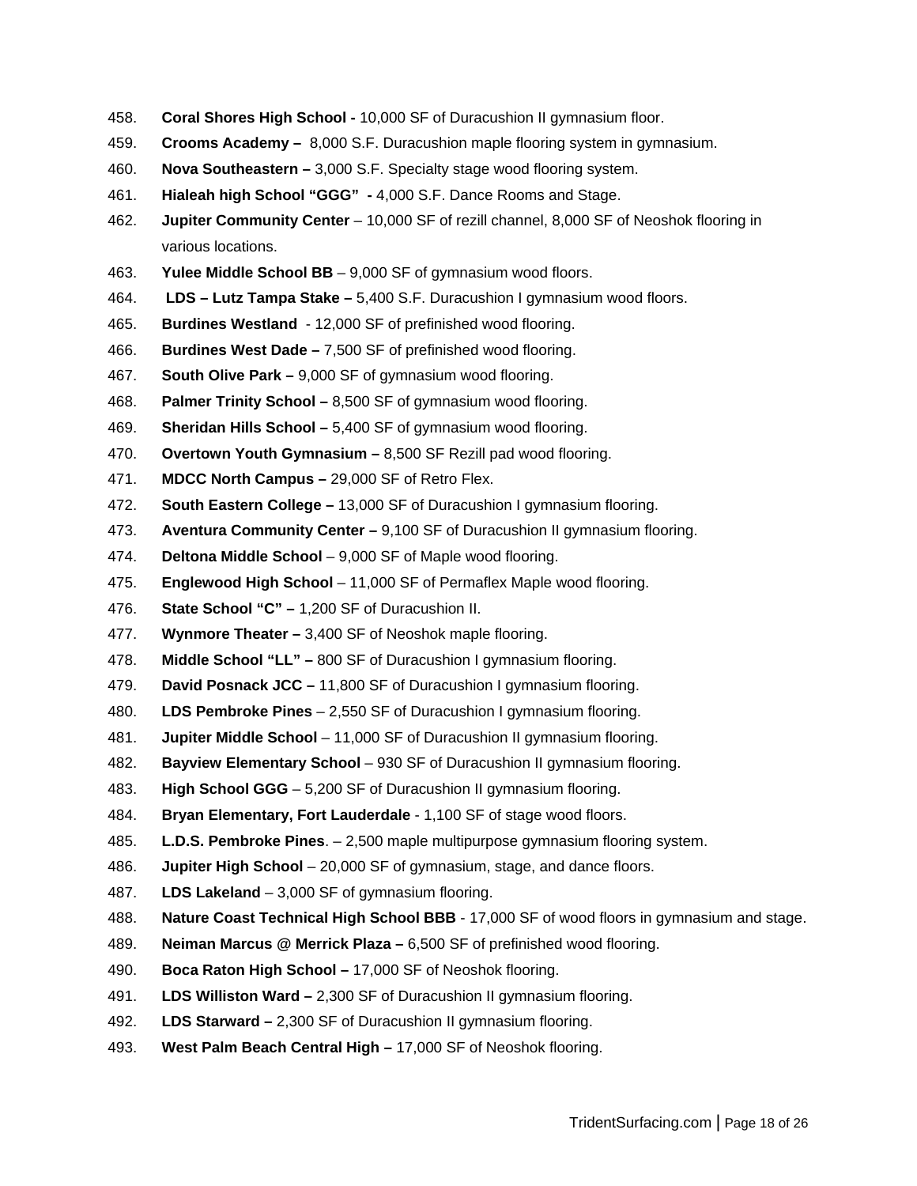458. **Coral Shores High School -** 10,000 SF of Duracushion II gymnasium floor.
459. **Crooms Academy –** 8,000 S.F. Duracushion maple flooring system in gymnasium.
460. **Nova Southeastern –** 3,000 S.F. Specialty stage wood flooring system.
461. **Hialeah high School "GGG" -** 4,000 S.F. Dance Rooms and Stage.
462. **Jupiter Community Center** – 10,000 SF of rezill channel, 8,000 SF of Neoshok flooring in various locations.
463. **Yulee Middle School BB** – 9,000 SF of gymnasium wood floors.
464. **LDS – Lutz Tampa Stake –** 5,400 S.F. Duracushion I gymnasium wood floors.
465. **Burdines Westland** - 12,000 SF of prefinished wood flooring.
466. **Burdines West Dade –** 7,500 SF of prefinished wood flooring.
467. **South Olive Park –** 9,000 SF of gymnasium wood flooring.
468. **Palmer Trinity School –** 8,500 SF of gymnasium wood flooring.
469. **Sheridan Hills School –** 5,400 SF of gymnasium wood flooring.
470. **Overtown Youth Gymnasium –** 8,500 SF Rezill pad wood flooring.
471. **MDCC North Campus –** 29,000 SF of Retro Flex.
472. **South Eastern College –** 13,000 SF of Duracushion I gymnasium flooring.
473. **Aventura Community Center –** 9,100 SF of Duracushion II gymnasium flooring.
474. **Deltona Middle School** – 9,000 SF of Maple wood flooring.
475. **Englewood High School** – 11,000 SF of Permaflex Maple wood flooring.
476. **State School "C" –** 1,200 SF of Duracushion II.
477. **Wynmore Theater –** 3,400 SF of Neoshok maple flooring.
478. **Middle School "LL" –** 800 SF of Duracushion I gymnasium flooring.
479. **David Posnack JCC –** 11,800 SF of Duracushion I gymnasium flooring.
480. **LDS Pembroke Pines** – 2,550 SF of Duracushion I gymnasium flooring.
481. **Jupiter Middle School** – 11,000 SF of Duracushion II gymnasium flooring.
482. **Bayview Elementary School** – 930 SF of Duracushion II gymnasium flooring.
483. **High School GGG** – 5,200 SF of Duracushion II gymnasium flooring.
484. **Bryan Elementary, Fort Lauderdale** - 1,100 SF of stage wood floors.
485. **L.D.S. Pembroke Pines**. – 2,500 maple multipurpose gymnasium flooring system.
486. **Jupiter High School** – 20,000 SF of gymnasium, stage, and dance floors.
487. **LDS Lakeland** – 3,000 SF of gymnasium flooring.
488. **Nature Coast Technical High School BBB** - 17,000 SF of wood floors in gymnasium and stage.
489. **Neiman Marcus @ Merrick Plaza –** 6,500 SF of prefinished wood flooring.
490. **Boca Raton High School –** 17,000 SF of Neoshok flooring.
491. **LDS Williston Ward –** 2,300 SF of Duracushion II gymnasium flooring.
492. **LDS Starward –** 2,300 SF of Duracushion II gymnasium flooring.
493. **West Palm Beach Central High –** 17,000 SF of Neoshok flooring.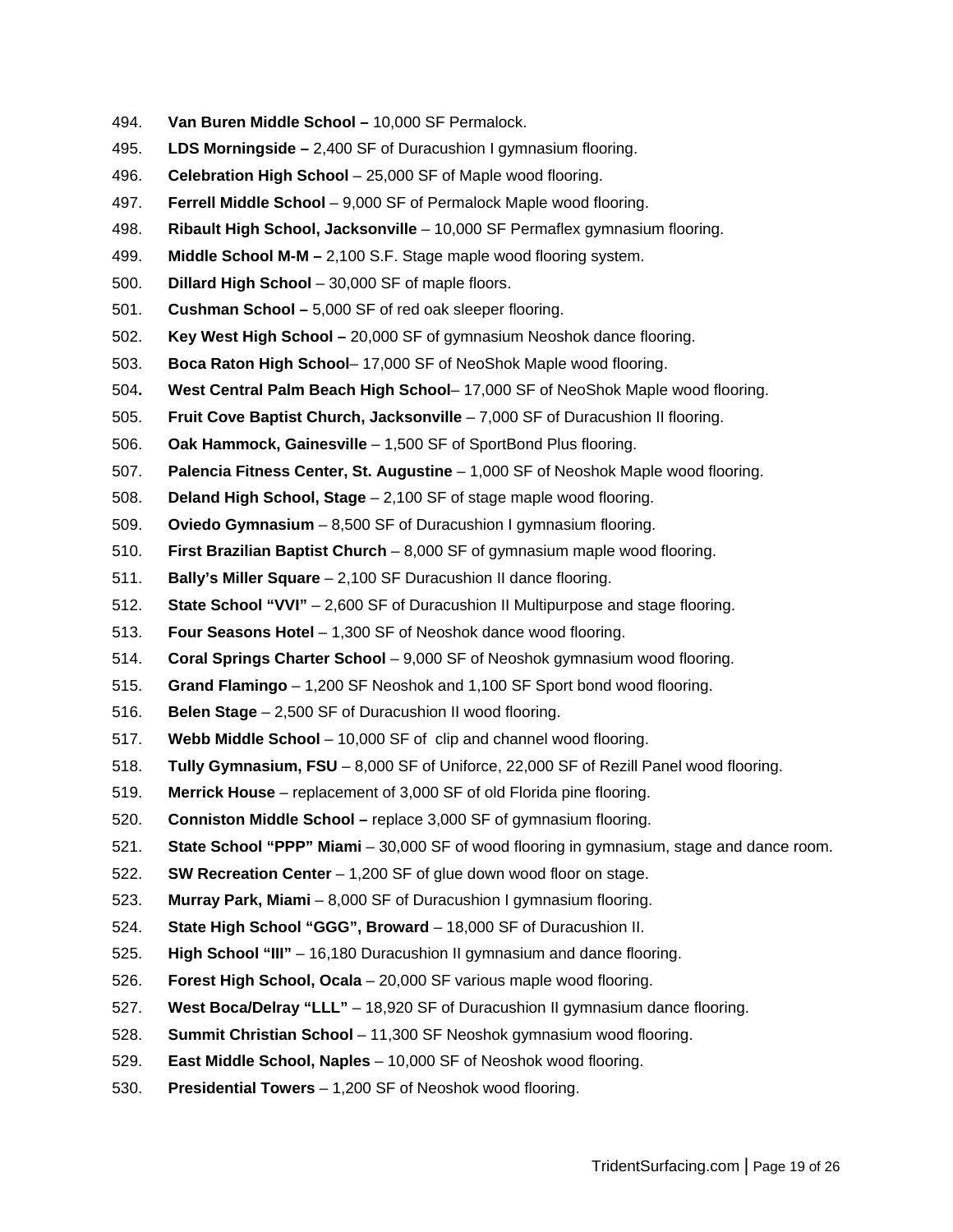494. **Van Buren Middle School –** 10,000 SF Permalock.
495. **LDS Morningside –** 2,400 SF of Duracushion I gymnasium flooring.
496. **Celebration High School** – 25,000 SF of Maple wood flooring.
497. **Ferrell Middle School** – 9,000 SF of Permalock Maple wood flooring.
498. **Ribault High School, Jacksonville** – 10,000 SF Permaflex gymnasium flooring.
499. **Middle School M-M –** 2,100 S.F. Stage maple wood flooring system.
500. **Dillard High School** – 30,000 SF of maple floors.
501. **Cushman School –** 5,000 SF of red oak sleeper flooring.
502. **Key West High School –** 20,000 SF of gymnasium Neoshok dance flooring.
503. **Boca Raton High School**– 17,000 SF of NeoShok Maple wood flooring.
504. **West Central Palm Beach High School**– 17,000 SF of NeoShok Maple wood flooring.
505. **Fruit Cove Baptist Church, Jacksonville** – 7,000 SF of Duracushion II flooring.
506. **Oak Hammock, Gainesville** – 1,500 SF of SportBond Plus flooring.
507. **Palencia Fitness Center, St. Augustine** – 1,000 SF of Neoshok Maple wood flooring.
508. **Deland High School, Stage** – 2,100 SF of stage maple wood flooring.
509. **Oviedo Gymnasium** – 8,500 SF of Duracushion I gymnasium flooring.
510. **First Brazilian Baptist Church** – 8,000 SF of gymnasium maple wood flooring.
511. **Bally's Miller Square** – 2,100 SF Duracushion II dance flooring.
512. **State School "VVI"** – 2,600 SF of Duracushion II Multipurpose and stage flooring.
513. **Four Seasons Hotel** – 1,300 SF of Neoshok dance wood flooring.
514. **Coral Springs Charter School** – 9,000 SF of Neoshok gymnasium wood flooring.
515. **Grand Flamingo** – 1,200 SF Neoshok and 1,100 SF Sport bond wood flooring.
516. **Belen Stage** – 2,500 SF of Duracushion II wood flooring.
517. **Webb Middle School** – 10,000 SF of clip and channel wood flooring.
518. **Tully Gymnasium, FSU** – 8,000 SF of Uniforce, 22,000 SF of Rezill Panel wood flooring.
519. **Merrick House** – replacement of 3,000 SF of old Florida pine flooring.
520. **Conniston Middle School –** replace 3,000 SF of gymnasium flooring.
521. **State School "PPP" Miami** – 30,000 SF of wood flooring in gymnasium, stage and dance room.
522. **SW Recreation Center** – 1,200 SF of glue down wood floor on stage.
523. **Murray Park, Miami** – 8,000 SF of Duracushion I gymnasium flooring.
524. **State High School "GGG", Broward** – 18,000 SF of Duracushion II.
525. **High School "III"** – 16,180 Duracushion II gymnasium and dance flooring.
526. **Forest High School, Ocala** – 20,000 SF various maple wood flooring.
527. **West Boca/Delray "LLL"** – 18,920 SF of Duracushion II gymnasium dance flooring.
528. **Summit Christian School** – 11,300 SF Neoshok gymnasium wood flooring.
529. **East Middle School, Naples** – 10,000 SF of Neoshok wood flooring.
530. **Presidential Towers** – 1,200 SF of Neoshok wood flooring.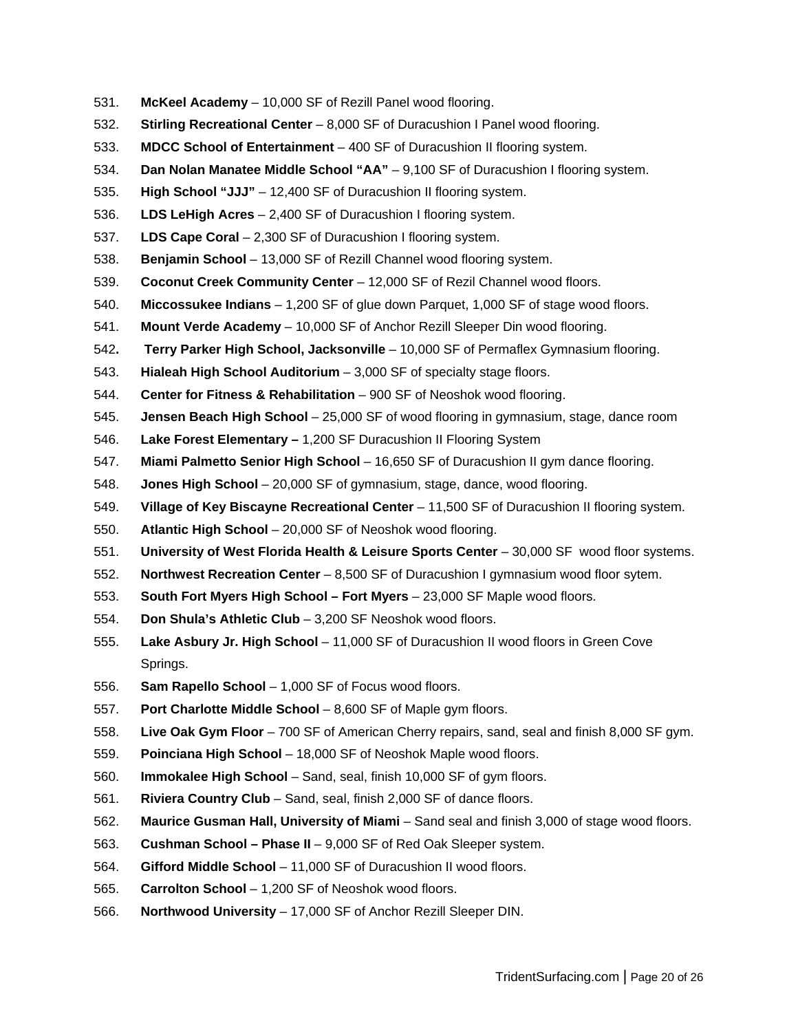531. **McKeel Academy** – 10,000 SF of Rezill Panel wood flooring.
532. **Stirling Recreational Center** – 8,000 SF of Duracushion I Panel wood flooring.
533. **MDCC School of Entertainment** – 400 SF of Duracushion II flooring system.
534. **Dan Nolan Manatee Middle School "AA"** – 9,100 SF of Duracushion I flooring system.
535. **High School "JJJ"** – 12,400 SF of Duracushion II flooring system.
536. **LDS LeHigh Acres** – 2,400 SF of Duracushion I flooring system.
537. **LDS Cape Coral** – 2,300 SF of Duracushion I flooring system.
538. **Benjamin School** – 13,000 SF of Rezill Channel wood flooring system.
539. **Coconut Creek Community Center** – 12,000 SF of Rezil Channel wood floors.
540. **Miccossukee Indians** – 1,200 SF of glue down Parquet, 1,000 SF of stage wood floors.
541. **Mount Verde Academy** – 10,000 SF of Anchor Rezill Sleeper Din wood flooring.
542. **Terry Parker High School, Jacksonville** – 10,000 SF of Permaflex Gymnasium flooring.
543. **Hialeah High School Auditorium** – 3,000 SF of specialty stage floors.
544. **Center for Fitness & Rehabilitation** – 900 SF of Neoshok wood flooring.
545. **Jensen Beach High School** – 25,000 SF of wood flooring in gymnasium, stage, dance room
546. **Lake Forest Elementary –** 1,200 SF Duracushion II Flooring System
547. **Miami Palmetto Senior High School** – 16,650 SF of Duracushion II gym dance flooring.
548. **Jones High School** – 20,000 SF of gymnasium, stage, dance, wood flooring.
549. **Village of Key Biscayne Recreational Center** – 11,500 SF of Duracushion II flooring system.
550. **Atlantic High School** – 20,000 SF of Neoshok wood flooring.
551. **University of West Florida Health & Leisure Sports Center** – 30,000 SF wood floor systems.
552. **Northwest Recreation Center** – 8,500 SF of Duracushion I gymnasium wood floor sytem.
553. **South Fort Myers High School – Fort Myers** – 23,000 SF Maple wood floors.
554. **Don Shula's Athletic Club** – 3,200 SF Neoshok wood floors.
555. **Lake Asbury Jr. High School** – 11,000 SF of Duracushion II wood floors in Green Cove Springs.
556. **Sam Rapello School** – 1,000 SF of Focus wood floors.
557. **Port Charlotte Middle School** – 8,600 SF of Maple gym floors.
558. **Live Oak Gym Floor** – 700 SF of American Cherry repairs, sand, seal and finish 8,000 SF gym.
559. **Poinciana High School** – 18,000 SF of Neoshok Maple wood floors.
560. **Immokalee High School** – Sand, seal, finish 10,000 SF of gym floors.
561. **Riviera Country Club** – Sand, seal, finish 2,000 SF of dance floors.
562. **Maurice Gusman Hall, University of Miami** – Sand seal and finish 3,000 of stage wood floors.
563. **Cushman School – Phase II** – 9,000 SF of Red Oak Sleeper system.
564. **Gifford Middle School** – 11,000 SF of Duracushion II wood floors.
565. **Carrolton School** – 1,200 SF of Neoshok wood floors.
566. **Northwood University** – 17,000 SF of Anchor Rezill Sleeper DIN.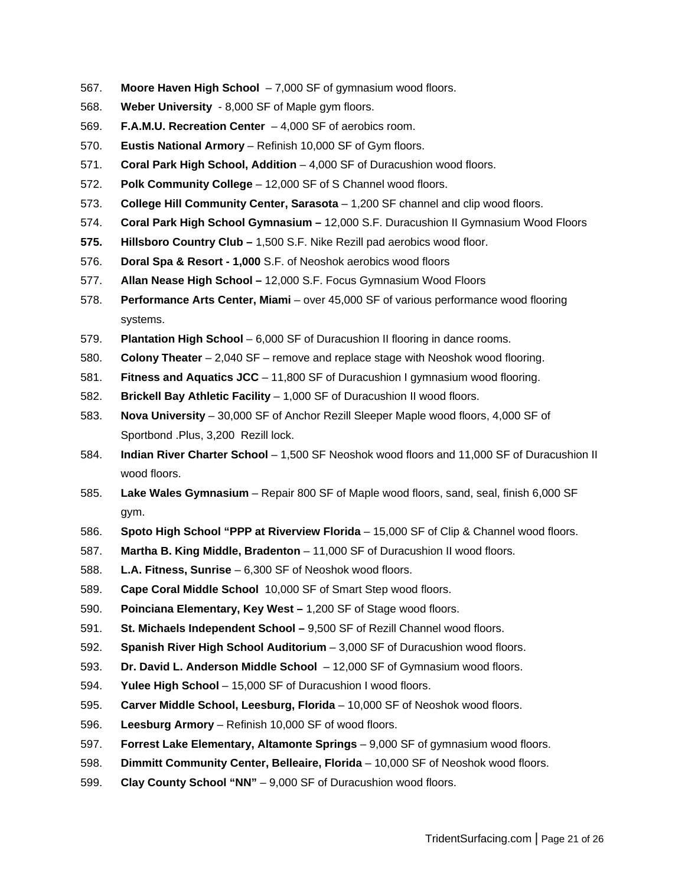567. **Moore Haven High School** – 7,000 SF of gymnasium wood floors.
568. **Weber University** - 8,000 SF of Maple gym floors.
569. **F.A.M.U. Recreation Center** – 4,000 SF of aerobics room.
570. **Eustis National Armory** – Refinish 10,000 SF of Gym floors.
571. **Coral Park High School, Addition** – 4,000 SF of Duracushion wood floors.
572. **Polk Community College** – 12,000 SF of S Channel wood floors.
573. **College Hill Community Center, Sarasota** – 1,200 SF channel and clip wood floors.
574. **Coral Park High School Gymnasium –** 12,000 S.F. Duracushion II Gymnasium Wood Floors
575. **Hillsboro Country Club –** 1,500 S.F. Nike Rezill pad aerobics wood floor.
576. **Doral Spa & Resort - 1,000** S.F. of Neoshok aerobics wood floors
577. **Allan Nease High School –** 12,000 S.F. Focus Gymnasium Wood Floors
578. **Performance Arts Center, Miami** – over 45,000 SF of various performance wood flooring systems.
579. **Plantation High School** – 6,000 SF of Duracushion II flooring in dance rooms.
580. **Colony Theater** – 2,040 SF – remove and replace stage with Neoshok wood flooring.
581. **Fitness and Aquatics JCC** – 11,800 SF of Duracushion I gymnasium wood flooring.
582. **Brickell Bay Athletic Facility** – 1,000 SF of Duracushion II wood floors.
583. **Nova University** – 30,000 SF of Anchor Rezill Sleeper Maple wood floors, 4,000 SF of Sportbond .Plus, 3,200 Rezill lock.
584. **Indian River Charter School** – 1,500 SF Neoshok wood floors and 11,000 SF of Duracushion II wood floors.
585. **Lake Wales Gymnasium** – Repair 800 SF of Maple wood floors, sand, seal, finish 6,000 SF gym.
586. **Spoto High School "PPP at Riverview Florida** – 15,000 SF of Clip & Channel wood floors.
587. **Martha B. King Middle, Bradenton** – 11,000 SF of Duracushion II wood floors.
588. **L.A. Fitness, Sunrise** – 6,300 SF of Neoshok wood floors.
589. **Cape Coral Middle School** 10,000 SF of Smart Step wood floors.
590. **Poinciana Elementary, Key West –** 1,200 SF of Stage wood floors.
591. **St. Michaels Independent School –** 9,500 SF of Rezill Channel wood floors.
592. **Spanish River High School Auditorium** – 3,000 SF of Duracushion wood floors.
593. **Dr. David L. Anderson Middle School** – 12,000 SF of Gymnasium wood floors.
594. **Yulee High School** – 15,000 SF of Duracushion I wood floors.
595. **Carver Middle School, Leesburg, Florida** – 10,000 SF of Neoshok wood floors.
596. **Leesburg Armory** – Refinish 10,000 SF of wood floors.
597. **Forrest Lake Elementary, Altamonte Springs** – 9,000 SF of gymnasium wood floors.
598. **Dimmitt Community Center, Belleaire, Florida** – 10,000 SF of Neoshok wood floors.
599. **Clay County School "NN"** – 9,000 SF of Duracushion wood floors.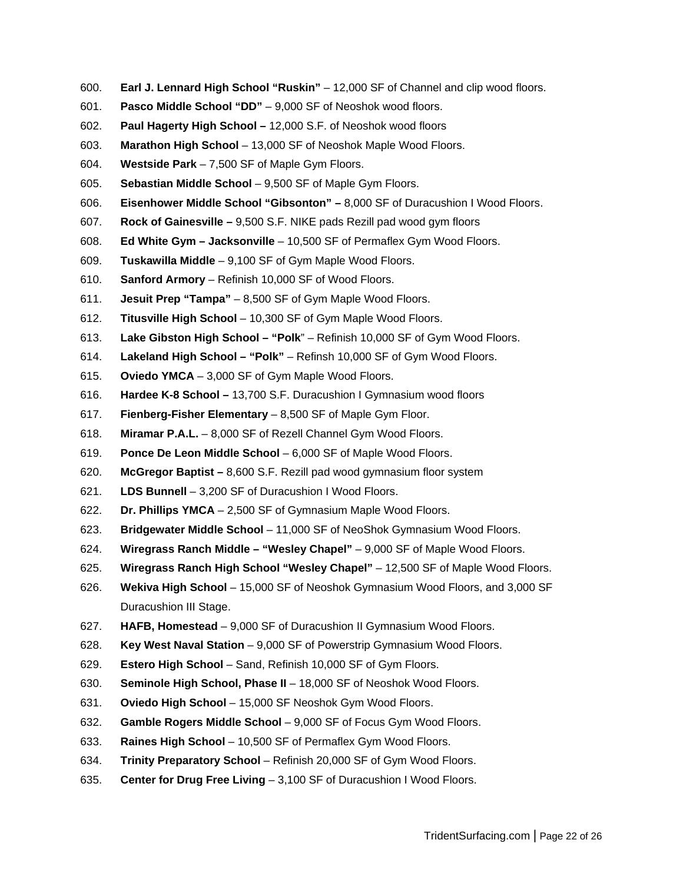600. **Earl J. Lennard High School "Ruskin"** – 12,000 SF of Channel and clip wood floors.
601. **Pasco Middle School "DD"** – 9,000 SF of Neoshok wood floors.
602. **Paul Hagerty High School –** 12,000 S.F. of Neoshok wood floors
603. **Marathon High School** – 13,000 SF of Neoshok Maple Wood Floors.
604. **Westside Park** – 7,500 SF of Maple Gym Floors.
605. **Sebastian Middle School** – 9,500 SF of Maple Gym Floors.
606. **Eisenhower Middle School "Gibsonton" –** 8,000 SF of Duracushion I Wood Floors.
607. **Rock of Gainesville –** 9,500 S.F. NIKE pads Rezill pad wood gym floors
608. **Ed White Gym – Jacksonville** – 10,500 SF of Permaflex Gym Wood Floors.
609. **Tuskawilla Middle** – 9,100 SF of Gym Maple Wood Floors.
610. **Sanford Armory** – Refinish 10,000 SF of Wood Floors.
611. **Jesuit Prep "Tampa"** – 8,500 SF of Gym Maple Wood Floors.
612. **Titusville High School** – 10,300 SF of Gym Maple Wood Floors.
613. **Lake Gibston High School – "Polk**" – Refinish 10,000 SF of Gym Wood Floors.
614. **Lakeland High School – "Polk"** – Refinsh 10,000 SF of Gym Wood Floors.
615. **Oviedo YMCA** – 3,000 SF of Gym Maple Wood Floors.
616. **Hardee K-8 School –** 13,700 S.F. Duracushion I Gymnasium wood floors
617. **Fienberg-Fisher Elementary** – 8,500 SF of Maple Gym Floor.
618. **Miramar P.A.L.** – 8,000 SF of Rezell Channel Gym Wood Floors.
619. **Ponce De Leon Middle School** – 6,000 SF of Maple Wood Floors.
620. **McGregor Baptist –** 8,600 S.F. Rezill pad wood gymnasium floor system
621. **LDS Bunnell** – 3,200 SF of Duracushion I Wood Floors.
622. **Dr. Phillips YMCA** – 2,500 SF of Gymnasium Maple Wood Floors.
623. **Bridgewater Middle School** – 11,000 SF of NeoShok Gymnasium Wood Floors.
624. **Wiregrass Ranch Middle – "Wesley Chapel"** – 9,000 SF of Maple Wood Floors.
625. **Wiregrass Ranch High School "Wesley Chapel"** – 12,500 SF of Maple Wood Floors.
626. **Wekiva High School** – 15,000 SF of Neoshok Gymnasium Wood Floors, and 3,000 SF Duracushion III Stage.
627. **HAFB, Homestead** – 9,000 SF of Duracushion II Gymnasium Wood Floors.
628. **Key West Naval Station** – 9,000 SF of Powerstrip Gymnasium Wood Floors.
629. **Estero High School** – Sand, Refinish 10,000 SF of Gym Floors.
630. **Seminole High School, Phase II** – 18,000 SF of Neoshok Wood Floors.
631. **Oviedo High School** – 15,000 SF Neoshok Gym Wood Floors.
632. **Gamble Rogers Middle School** – 9,000 SF of Focus Gym Wood Floors.
633. **Raines High School** – 10,500 SF of Permaflex Gym Wood Floors.
634. **Trinity Preparatory School** – Refinish 20,000 SF of Gym Wood Floors.
635. **Center for Drug Free Living** – 3,100 SF of Duracushion I Wood Floors.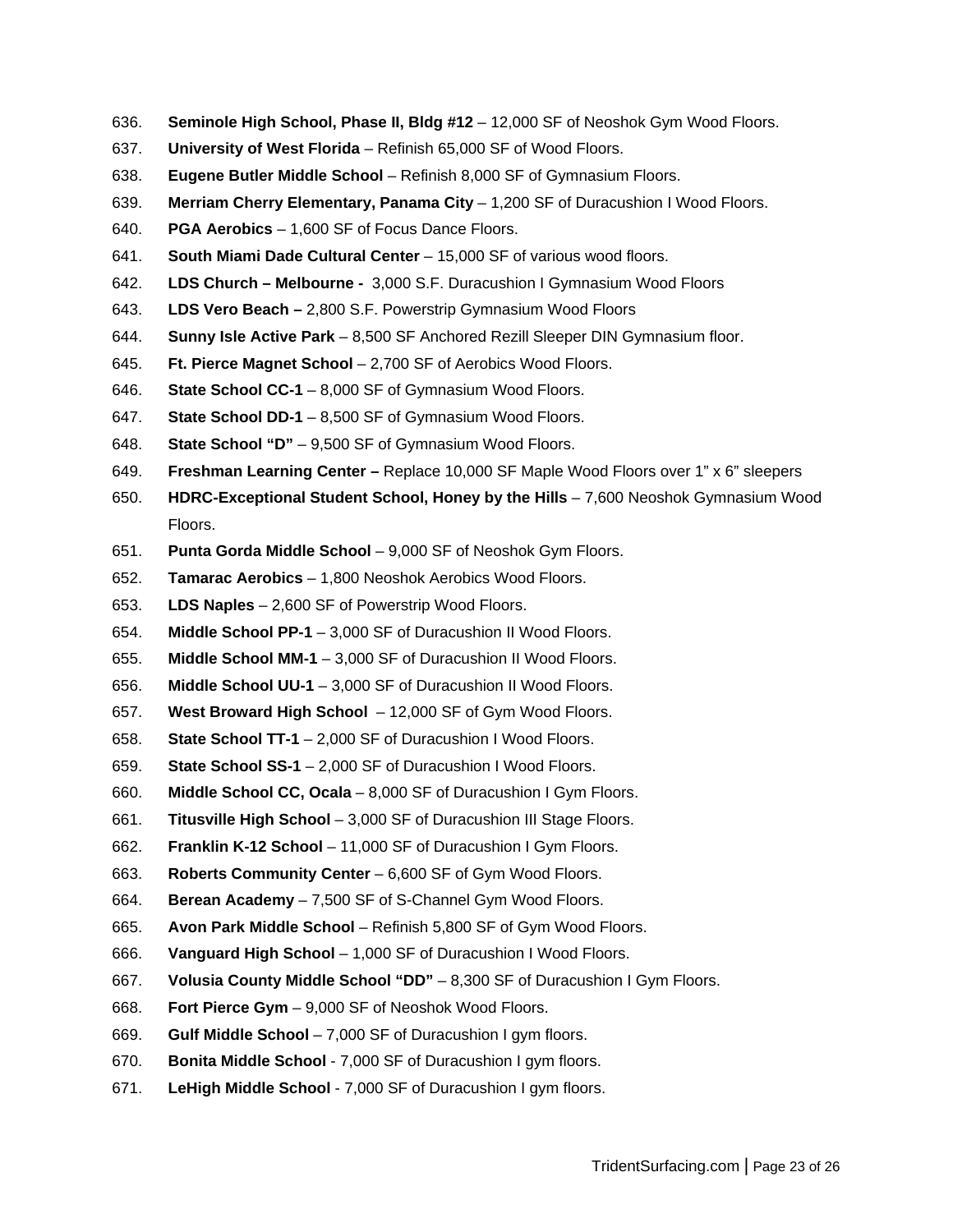636. **Seminole High School, Phase II, Bldg #12** – 12,000 SF of Neoshok Gym Wood Floors.
637. **University of West Florida** – Refinish 65,000 SF of Wood Floors.
638. **Eugene Butler Middle School** – Refinish 8,000 SF of Gymnasium Floors.
639. **Merriam Cherry Elementary, Panama City** – 1,200 SF of Duracushion I Wood Floors.
640. **PGA Aerobics** – 1,600 SF of Focus Dance Floors.
641. **South Miami Dade Cultural Center** – 15,000 SF of various wood floors.
642. **LDS Church – Melbourne -** 3,000 S.F. Duracushion I Gymnasium Wood Floors
643. **LDS Vero Beach –** 2,800 S.F. Powerstrip Gymnasium Wood Floors
644. **Sunny Isle Active Park** – 8,500 SF Anchored Rezill Sleeper DIN Gymnasium floor.
645. **Ft. Pierce Magnet School** – 2,700 SF of Aerobics Wood Floors.
646. **State School CC-1** – 8,000 SF of Gymnasium Wood Floors.
647. **State School DD-1** – 8,500 SF of Gymnasium Wood Floors.
648. **State School "D"** – 9,500 SF of Gymnasium Wood Floors.
649. **Freshman Learning Center –** Replace 10,000 SF Maple Wood Floors over 1" x 6" sleepers
650. **HDRC-Exceptional Student School, Honey by the Hills** – 7,600 Neoshok Gymnasium Wood Floors.
651. **Punta Gorda Middle School** – 9,000 SF of Neoshok Gym Floors.
652. **Tamarac Aerobics** – 1,800 Neoshok Aerobics Wood Floors.
653. **LDS Naples** – 2,600 SF of Powerstrip Wood Floors.
654. **Middle School PP-1** – 3,000 SF of Duracushion II Wood Floors.
655. **Middle School MM-1** – 3,000 SF of Duracushion II Wood Floors.
656. **Middle School UU-1** – 3,000 SF of Duracushion II Wood Floors.
657. **West Broward High School** – 12,000 SF of Gym Wood Floors.
658. **State School TT-1** – 2,000 SF of Duracushion I Wood Floors.
659. **State School SS-1** – 2,000 SF of Duracushion I Wood Floors.
660. **Middle School CC, Ocala** – 8,000 SF of Duracushion I Gym Floors.
661. **Titusville High School** – 3,000 SF of Duracushion III Stage Floors.
662. **Franklin K-12 School** – 11,000 SF of Duracushion I Gym Floors.
663. **Roberts Community Center** – 6,600 SF of Gym Wood Floors.
664. **Berean Academy** – 7,500 SF of S-Channel Gym Wood Floors.
665. **Avon Park Middle School** – Refinish 5,800 SF of Gym Wood Floors.
666. **Vanguard High School** – 1,000 SF of Duracushion I Wood Floors.
667. **Volusia County Middle School "DD"** – 8,300 SF of Duracushion I Gym Floors.
668. **Fort Pierce Gym** – 9,000 SF of Neoshok Wood Floors.
669. **Gulf Middle School** – 7,000 SF of Duracushion I gym floors.
670. **Bonita Middle School** - 7,000 SF of Duracushion I gym floors.
671. **LeHigh Middle School** - 7,000 SF of Duracushion I gym floors.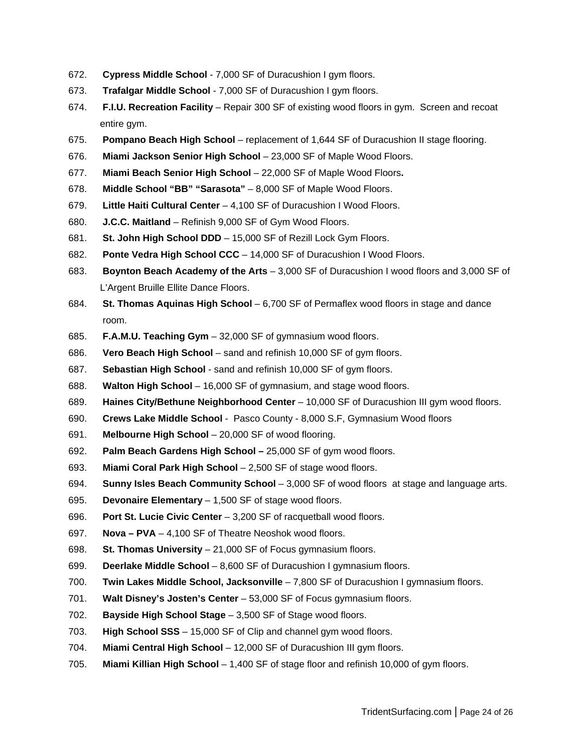672. **Cypress Middle School** - 7,000 SF of Duracushion I gym floors.
673. **Trafalgar Middle School** - 7,000 SF of Duracushion I gym floors.
674. **F.I.U. Recreation Facility** – Repair 300 SF of existing wood floors in gym. Screen and recoat entire gym.
675. **Pompano Beach High School** – replacement of 1,644 SF of Duracushion II stage flooring.
676. **Miami Jackson Senior High School** – 23,000 SF of Maple Wood Floors.
677. **Miami Beach Senior High School** – 22,000 SF of Maple Wood Floors**.**
678. **Middle School "BB" "Sarasota"** – 8,000 SF of Maple Wood Floors.
679. **Little Haiti Cultural Center** – 4,100 SF of Duracushion I Wood Floors.
680. **J.C.C. Maitland** – Refinish 9,000 SF of Gym Wood Floors.
681. **St. John High School DDD** – 15,000 SF of Rezill Lock Gym Floors.
682. **Ponte Vedra High School CCC** – 14,000 SF of Duracushion I Wood Floors.
683. **Boynton Beach Academy of the Arts** – 3,000 SF of Duracushion I wood floors and 3,000 SF of L'Argent Bruille Ellite Dance Floors.
684. **St. Thomas Aquinas High School** – 6,700 SF of Permaflex wood floors in stage and dance room.
685. **F.A.M.U. Teaching Gym** – 32,000 SF of gymnasium wood floors.
686. **Vero Beach High School** – sand and refinish 10,000 SF of gym floors.
687. **Sebastian High School** - sand and refinish 10,000 SF of gym floors.
688. **Walton High School** – 16,000 SF of gymnasium, and stage wood floors.
689. **Haines City/Bethune Neighborhood Center** – 10,000 SF of Duracushion III gym wood floors.
690. **Crews Lake Middle School** - Pasco County - 8,000 S.F, Gymnasium Wood floors
691. **Melbourne High School** – 20,000 SF of wood flooring.
692. **Palm Beach Gardens High School –** 25,000 SF of gym wood floors.
693. **Miami Coral Park High School** – 2,500 SF of stage wood floors.
694. **Sunny Isles Beach Community School** – 3,000 SF of wood floors at stage and language arts.
695. **Devonaire Elementary** – 1,500 SF of stage wood floors.
696. **Port St. Lucie Civic Center** – 3,200 SF of racquetball wood floors.
697. **Nova – PVA** – 4,100 SF of Theatre Neoshok wood floors.
698. **St. Thomas University** – 21,000 SF of Focus gymnasium floors.
699. **Deerlake Middle School** – 8,600 SF of Duracushion I gymnasium floors.
700. **Twin Lakes Middle School, Jacksonville** – 7,800 SF of Duracushion I gymnasium floors.
701. **Walt Disney's Josten's Center** – 53,000 SF of Focus gymnasium floors.
702. **Bayside High School Stage** – 3,500 SF of Stage wood floors.
703. **High School SSS** – 15,000 SF of Clip and channel gym wood floors.
704. **Miami Central High School** – 12,000 SF of Duracushion III gym floors.
705. **Miami Killian High School** – 1,400 SF of stage floor and refinish 10,000 of gym floors.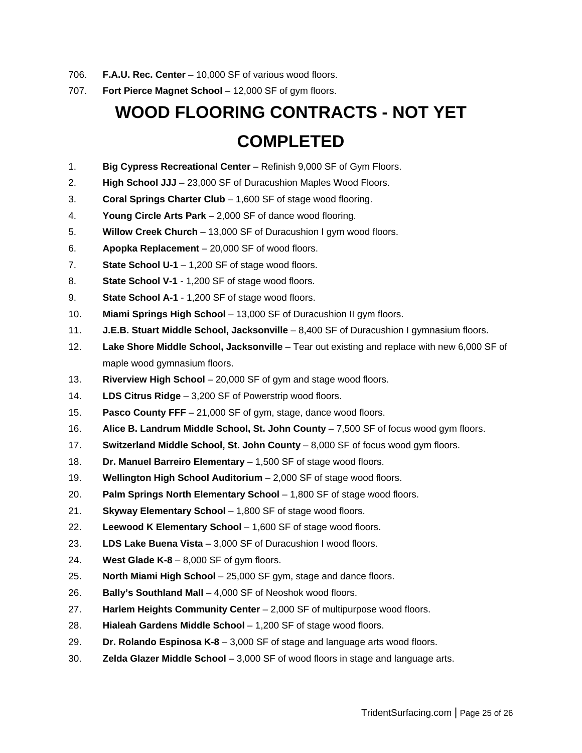706. **F.A.U. Rec. Center** – 10,000 SF of various wood floors.
707. **Fort Pierce Magnet School** – 12,000 SF of gym floors.

# WOOD FLOORING CONTRACTS - NOT YET COMPLETED

1. **Big Cypress Recreational Center** – Refinish 9,000 SF of Gym Floors.
2. **High School JJJ** – 23,000 SF of Duracushion Maples Wood Floors.
3. **Coral Springs Charter Club** – 1,600 SF of stage wood flooring.
4. **Young Circle Arts Park** – 2,000 SF of dance wood flooring.
5. **Willow Creek Church** – 13,000 SF of Duracushion I gym wood floors.
6. **Apopka Replacement** – 20,000 SF of wood floors.
7. **State School U-1** – 1,200 SF of stage wood floors.
8. **State School V-1** - 1,200 SF of stage wood floors.
9. **State School A-1** - 1,200 SF of stage wood floors.
10. **Miami Springs High School** – 13,000 SF of Duracushion II gym floors.
11. **J.E.B. Stuart Middle School, Jacksonville** – 8,400 SF of Duracushion I gymnasium floors.
12. **Lake Shore Middle School, Jacksonville** – Tear out existing and replace with new 6,000 SF of maple wood gymnasium floors.
13. **Riverview High School** – 20,000 SF of gym and stage wood floors.
14. **LDS Citrus Ridge** – 3,200 SF of Powerstrip wood floors.
15. **Pasco County FFF** – 21,000 SF of gym, stage, dance wood floors.
16. **Alice B. Landrum Middle School, St. John County** – 7,500 SF of focus wood gym floors.
17. **Switzerland Middle School, St. John County** – 8,000 SF of focus wood gym floors.
18. **Dr. Manuel Barreiro Elementary** – 1,500 SF of stage wood floors.
19. **Wellington High School Auditorium** – 2,000 SF of stage wood floors.
20. **Palm Springs North Elementary School** – 1,800 SF of stage wood floors.
21. **Skyway Elementary School** – 1,800 SF of stage wood floors.
22. **Leewood K Elementary School** – 1,600 SF of stage wood floors.
23. **LDS Lake Buena Vista** – 3,000 SF of Duracushion I wood floors.
24. **West Glade K-8** – 8,000 SF of gym floors.
25. **North Miami High School** – 25,000 SF gym, stage and dance floors.
26. **Bally's Southland Mall** – 4,000 SF of Neoshok wood floors.
27. **Harlem Heights Community Center** – 2,000 SF of multipurpose wood floors.
28. **Hialeah Gardens Middle School** – 1,200 SF of stage wood floors.
29. **Dr. Rolando Espinosa K-8** – 3,000 SF of stage and language arts wood floors.
30. **Zelda Glazer Middle School** – 3,000 SF of wood floors in stage and language arts.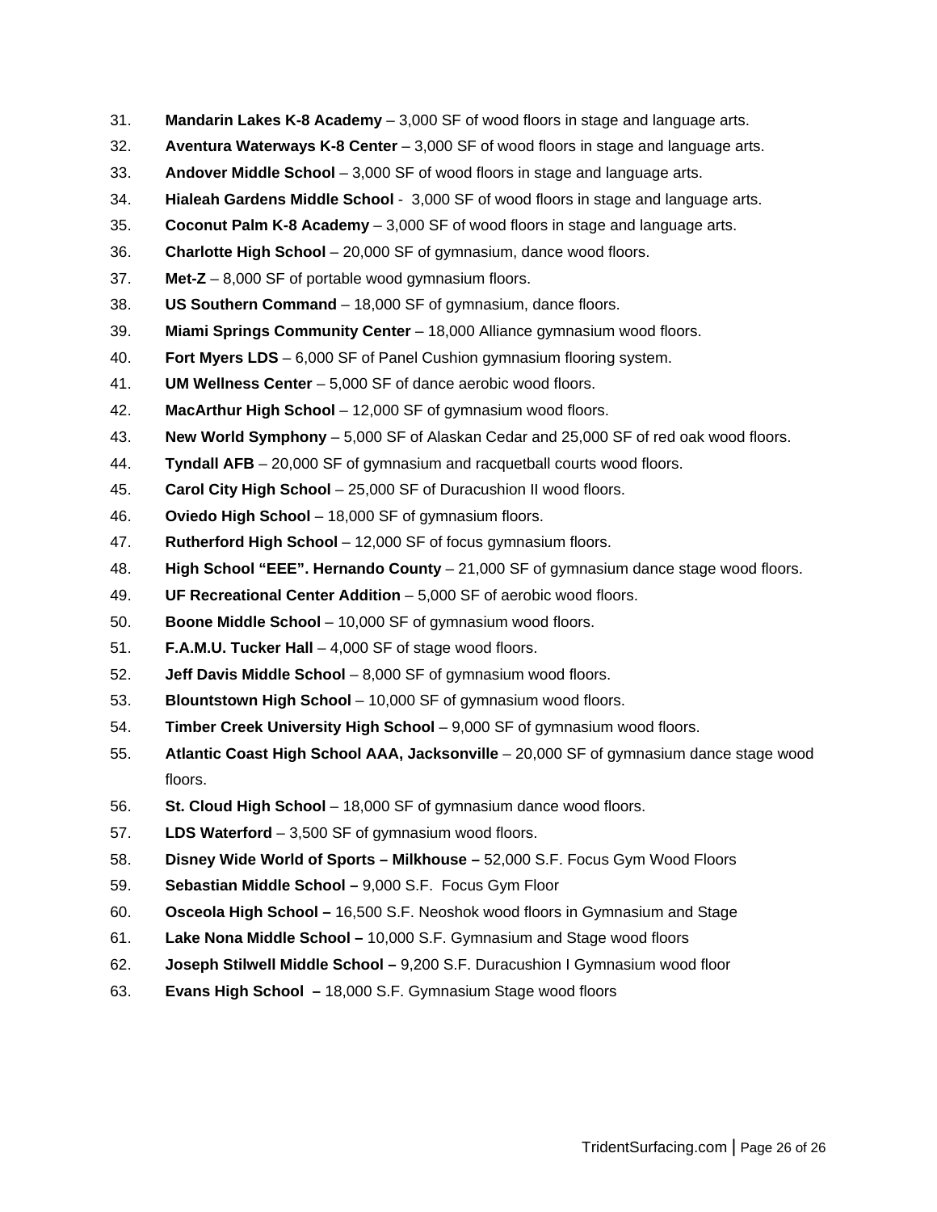31. **Mandarin Lakes K-8 Academy** – 3,000 SF of wood floors in stage and language arts.
32. **Aventura Waterways K-8 Center** – 3,000 SF of wood floors in stage and language arts.
33. **Andover Middle School** – 3,000 SF of wood floors in stage and language arts.
34. **Hialeah Gardens Middle School** - 3,000 SF of wood floors in stage and language arts.
35. **Coconut Palm K-8 Academy** – 3,000 SF of wood floors in stage and language arts.
36. **Charlotte High School** – 20,000 SF of gymnasium, dance wood floors.
37. **Met-Z** – 8,000 SF of portable wood gymnasium floors.
38. **US Southern Command** – 18,000 SF of gymnasium, dance floors.
39. **Miami Springs Community Center** – 18,000 Alliance gymnasium wood floors.
40. **Fort Myers LDS** – 6,000 SF of Panel Cushion gymnasium flooring system.
41. **UM Wellness Center** – 5,000 SF of dance aerobic wood floors.
42. **MacArthur High School** – 12,000 SF of gymnasium wood floors.
43. **New World Symphony** – 5,000 SF of Alaskan Cedar and 25,000 SF of red oak wood floors.
44. **Tyndall AFB** – 20,000 SF of gymnasium and racquetball courts wood floors.
45. **Carol City High School** – 25,000 SF of Duracushion II wood floors.
46. **Oviedo High School** – 18,000 SF of gymnasium floors.
47. **Rutherford High School** – 12,000 SF of focus gymnasium floors.
48. **High School "EEE". Hernando County** – 21,000 SF of gymnasium dance stage wood floors.
49. **UF Recreational Center Addition** – 5,000 SF of aerobic wood floors.
50. **Boone Middle School** – 10,000 SF of gymnasium wood floors.
51. **F.A.M.U. Tucker Hall** – 4,000 SF of stage wood floors.
52. **Jeff Davis Middle School** – 8,000 SF of gymnasium wood floors.
53. **Blountstown High School** – 10,000 SF of gymnasium wood floors.
54. **Timber Creek University High School** – 9,000 SF of gymnasium wood floors.
55. **Atlantic Coast High School AAA, Jacksonville** – 20,000 SF of gymnasium dance stage wood floors.
56. **St. Cloud High School** – 18,000 SF of gymnasium dance wood floors.
57. **LDS Waterford** – 3,500 SF of gymnasium wood floors.
58. **Disney Wide World of Sports – Milkhouse –** 52,000 S.F. Focus Gym Wood Floors
59. **Sebastian Middle School –** 9,000 S.F. Focus Gym Floor
60. **Osceola High School –** 16,500 S.F. Neoshok wood floors in Gymnasium and Stage
61. **Lake Nona Middle School –** 10,000 S.F. Gymnasium and Stage wood floors
62. **Joseph Stilwell Middle School –** 9,200 S.F. Duracushion I Gymnasium wood floor
63. **Evans High School –** 18,000 S.F. Gymnasium Stage wood floors